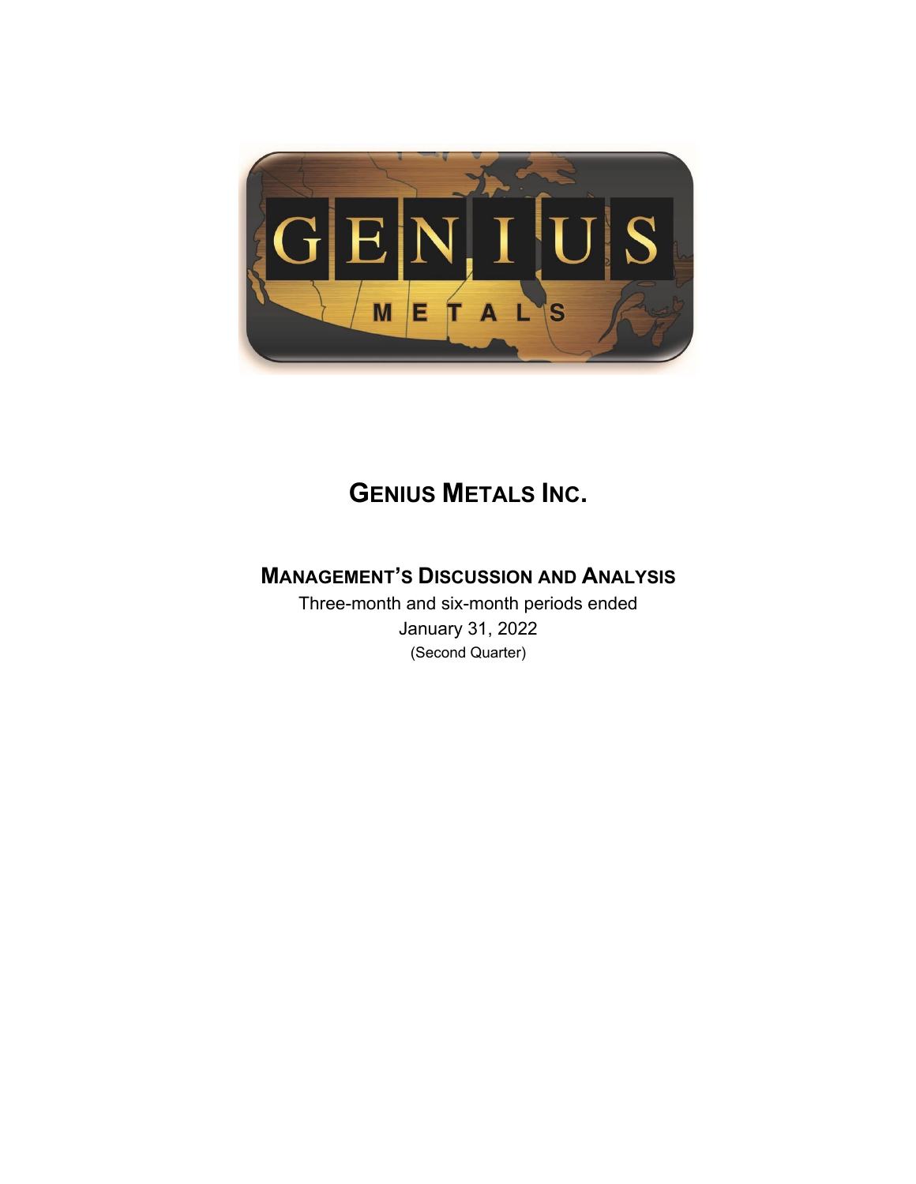# GENIUS METALS INC.

## MANAGEMENT'S DISCUSSION AND ANALYSIS

Three-month and six-month periods ended

January 31, 2022

(Second Quarter)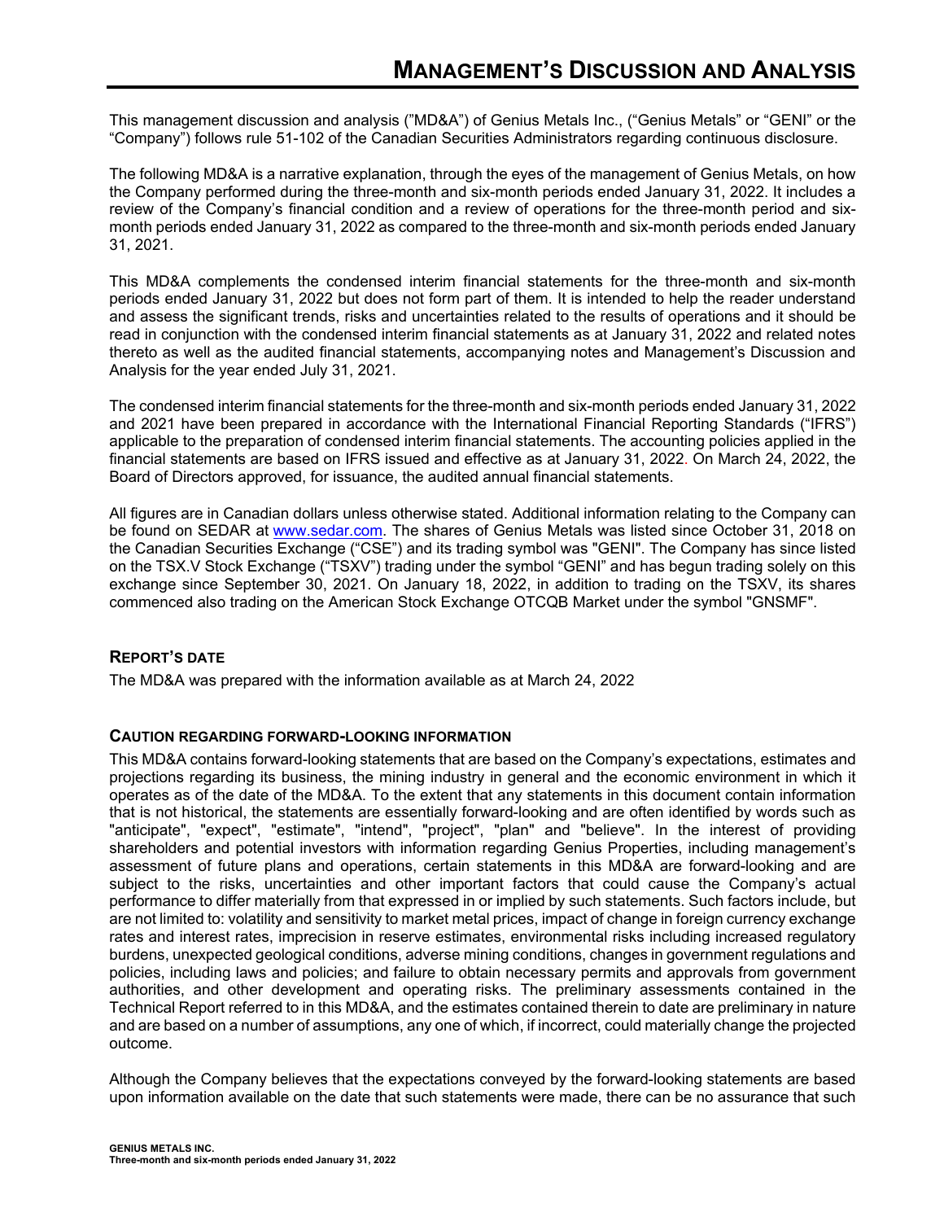# MANAGEMENT'S DISCUSSION AND ANALYSIS

This management discussion and analysis (”MD&A") of Genius Metals Inc., (“Genius Metals” or “GENI” or the “Company”) follows rule 51-102 of the Canadian Securities Administrators regarding continuous disclosure.

The following MD&A is a narrative explanation, through the eyes of the management of Genius Metals, on how the Company performed during the three-month and six-month periods ended January 31, 2022. It includes a review of the Company's financial condition and a review of operations for the three-month period and six-month periods ended January 31, 2022 as compared to the three-month and six-month periods ended January 31, 2021.

This MD&A complements the condensed interim financial statements for the three-month and six-month periods ended January 31, 2022 but does not form part of them. It is intended to help the reader understand and assess the significant trends, risks and uncertainties related to the results of operations and it should be read in conjunction with the condensed interim financial statements as at January 31, 2022 and related notes thereto as well as the audited financial statements, accompanying notes and Management's Discussion and Analysis for the year ended July 31, 2021.

The condensed interim financial statements for the three-month and six-month periods ended January 31, 2022 and 2021 have been prepared in accordance with the International Financial Reporting Standards (“IFRS”) applicable to the preparation of condensed interim financial statements. The accounting policies applied in the financial statements are based on IFRS issued and effective as at January 31, 2022. On March 24, 2022, the Board of Directors approved, for issuance, the audited annual financial statements.

All figures are in Canadian dollars unless otherwise stated. Additional information relating to the Company can be found on SEDAR at www.sedar.com. The shares of Genius Metals was listed since October 31, 2018 on the Canadian Securities Exchange (“CSE”) and its trading symbol was "GENI". The Company has since listed on the TSX.V Stock Exchange (“TSXV”) trading under the symbol “GENI” and has begun trading solely on this exchange since September 30, 2021. On January 18, 2022, in addition to trading on the TSXV, its shares commenced also trading on the American Stock Exchange OTCQB Market under the symbol "GNSMF".

### REPORT'S DATE

The MD&A was prepared with the information available as at March 24, 2022

### CAUTION REGARDING FORWARD-LOOKING INFORMATION

This MD&A contains forward-looking statements that are based on the Company's expectations, estimates and projections regarding its business, the mining industry in general and the economic environment in which it operates as of the date of the MD&A. To the extent that any statements in this document contain information that is not historical, the statements are essentially forward-looking and are often identified by words such as "anticipate", "expect", "estimate", "intend", "project", "plan" and "believe". In the interest of providing shareholders and potential investors with information regarding Genius Properties, including management's assessment of future plans and operations, certain statements in this MD&A are forward-looking and are subject to the risks, uncertainties and other important factors that could cause the Company's actual performance to differ materially from that expressed in or implied by such statements. Such factors include, but are not limited to: volatility and sensitivity to market metal prices, impact of change in foreign currency exchange rates and interest rates, imprecision in reserve estimates, environmental risks including increased regulatory burdens, unexpected geological conditions, adverse mining conditions, changes in government regulations and policies, including laws and policies; and failure to obtain necessary permits and approvals from government authorities, and other development and operating risks. The preliminary assessments contained in the Technical Report referred to in this MD&A, and the estimates contained therein to date are preliminary in nature and are based on a number of assumptions, any one of which, if incorrect, could materially change the projected outcome.

Although the Company believes that the expectations conveyed by the forward-looking statements are based upon information available on the date that such statements were made, there can be no assurance that such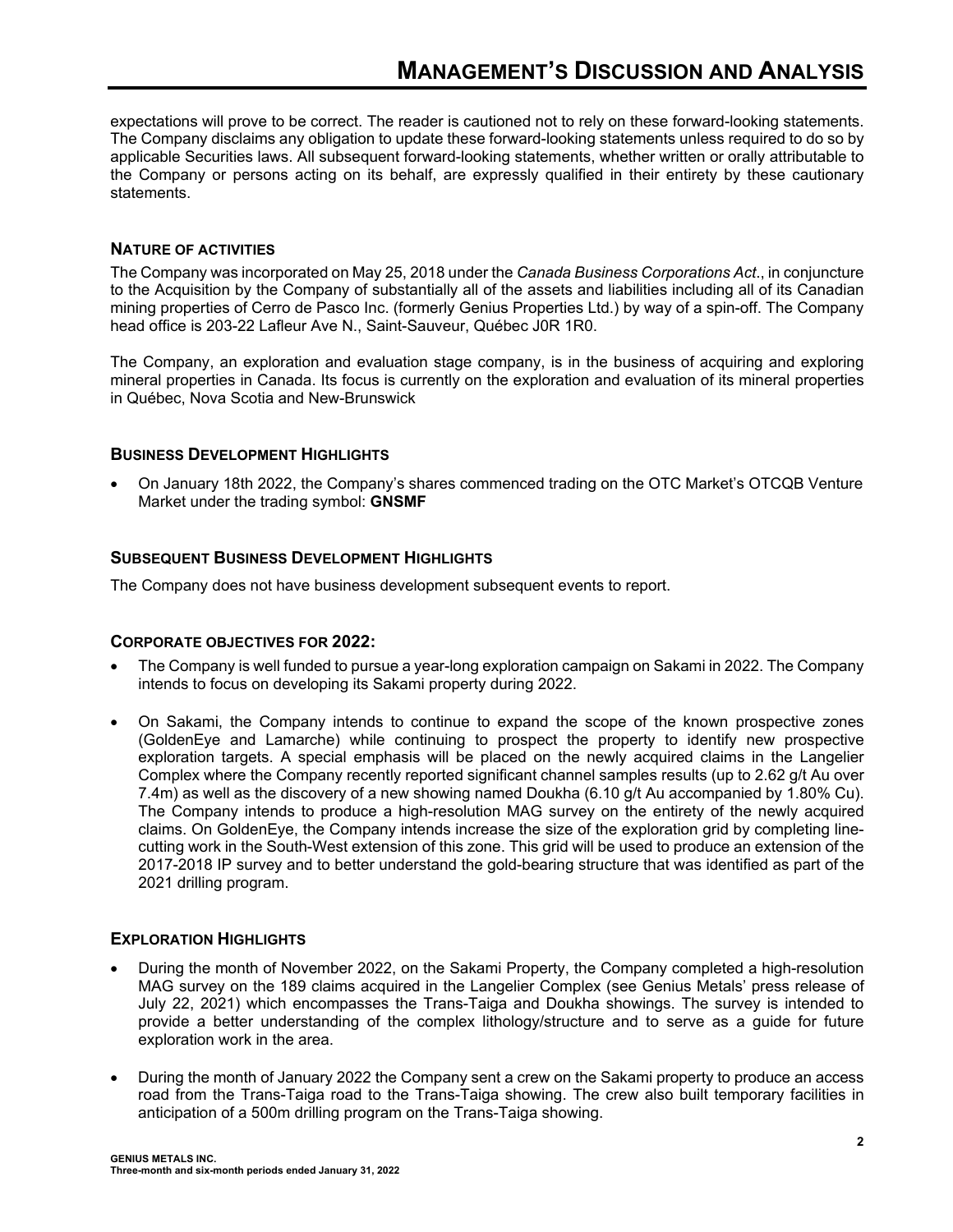expectations will prove to be correct. The reader is cautioned not to rely on these forward-looking statements. The Company disclaims any obligation to update these forward-looking statements unless required to do so by applicable Securities laws. All subsequent forward-looking statements, whether written or orally attributable to the Company or persons acting on its behalf, are expressly qualified in their entirety by these cautionary statements.

## NATURE OF ACTIVITIES

The Company was incorporated on May 25, 2018 under the *Canada Business Corporations Act*., in conjuncture to the Acquisition by the Company of substantially all of the assets and liabilities including all of its Canadian mining properties of Cerro de Pasco Inc. (formerly Genius Properties Ltd.) by way of a spin-off. The Company head office is 203-22 Lafleur Ave N., Saint-Sauveur, Québec J0R 1R0.

The Company, an exploration and evaluation stage company, is in the business of acquiring and exploring mineral properties in Canada. Its focus is currently on the exploration and evaluation of its mineral properties in Québec, Nova Scotia and New-Brunswick

## BUSINESS DEVELOPMENT HIGHLIGHTS

- On January 18th 2022, the Company's shares commenced trading on the OTC Market's OTCQB Venture Market under the trading symbol: **GNSMF**

## SUBSEQUENT BUSINESS DEVELOPMENT HIGHLIGHTS

The Company does not have business development subsequent events to report.

## CORPORATE OBJECTIVES FOR 2022:

- The Company is well funded to pursue a year-long exploration campaign on Sakami in 2022. The Company intends to focus on developing its Sakami property during 2022.
- On Sakami, the Company intends to continue to expand the scope of the known prospective zones (GoldenEye and Lamarche) while continuing to prospect the property to identify new prospective exploration targets. A special emphasis will be placed on the newly acquired claims in the Langelier Complex where the Company recently reported significant channel samples results (up to 2.62 g/t Au over 7.4m) as well as the discovery of a new showing named Doukha (6.10 g/t Au accompanied by 1.80% Cu). The Company intends to produce a high-resolution MAG survey on the entirety of the newly acquired claims. On GoldenEye, the Company intends increase the size of the exploration grid by completing line-cutting work in the South-West extension of this zone. This grid will be used to produce an extension of the 2017-2018 IP survey and to better understand the gold-bearing structure that was identified as part of the 2021 drilling program.

## EXPLORATION HIGHLIGHTS

- During the month of November 2022, on the Sakami Property, the Company completed a high-resolution MAG survey on the 189 claims acquired in the Langelier Complex (see Genius Metals' press release of July 22, 2021) which encompasses the Trans-Taiga and Doukha showings. The survey is intended to provide a better understanding of the complex lithology/structure and to serve as a guide for future exploration work in the area.
- During the month of January 2022 the Company sent a crew on the Sakami property to produce an access road from the Trans-Taiga road to the Trans-Taiga showing. The crew also built temporary facilities in anticipation of a 500m drilling program on the Trans-Taiga showing.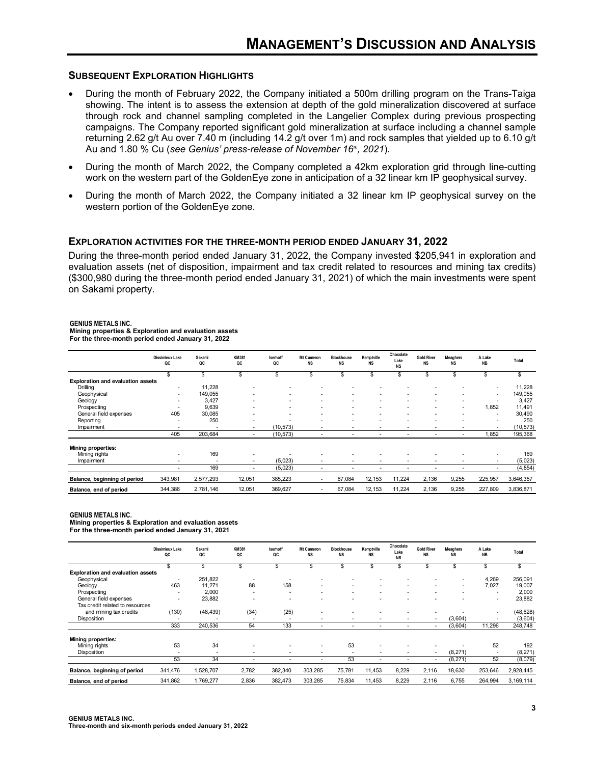## Subsequent Exploration Highlights

- During the month of February 2022, the Company initiated a 500m drilling program on the Trans-Taiga showing. The intent is to assess the extension at depth of the gold mineralization discovered at surface through rock and channel sampling completed in the Langelier Complex during previous prospecting campaigns. The Company reported significant gold mineralization at surface including a channel sample returning 2.62 g/t Au over 7.40 m (including 14.2 g/t over 1m) and rock samples that yielded up to 6.10 g/t Au and 1.80 % Cu (*see Genius' press-release of November 16th, 2021*).
- During the month of March 2022, the Company completed a 42km exploration grid through line-cutting work on the western part of the GoldenEye zone in anticipation of a 32 linear km IP geophysical survey.
- During the month of March 2022, the Company initiated a 32 linear km IP geophysical survey on the western portion of the GoldenEye zone.

## Exploration activities for the three-month period ended January 31, 2022

During the three-month period ended January 31, 2022, the Company invested $205,941 in exploration and evaluation assets (net of disposition, impairment and tax credit related to resources and mining tax credits) ($300,980 during the three-month period ended January 31, 2021) of which the main investments were spent on Sakami property.

**GENIUS METALS INC.**
**Mining properties & Exploration and evaluation assets**
**For the three-month period ended January 31, 2022**

| | Dissimieux Lake QC | Sakami QC | KM381 QC | Iserhoff QC | Mt Cameron NS | Blockhouse NS | Kemptville NS | Chocolate Lake NS | Gold River NS | Meaghers NS | A Lake NB | Total |
|---|---|---|---|---|---|---|---|---|---|---|---|---|
| | $ | $ | $ | $ | $ | $ | $ | $ | $ | $ | $ | $ |
| **Exploration and evaluation assets** | | | | | | | | | | | | |
| Drilling | - | 11,228 | - | - | - | - | - | - | - | - | - | 11,228 |
| Geophysical | - | 149,055 | - | - | - | - | - | - | - | - | - | 149,055 |
| Geology | - | 3,427 | - | - | - | - | - | - | - | - | - | 3,427 |
| Prospecting | - | 9,639 | - | - | - | - | - | - | - | - | 1,852 | 11,491 |
| General field expenses | 405 | 30,085 | - | - | - | - | - | - | - | - | - | 30,490 |
| Reporting | - | 250 | - | - | - | - | - | - | - | - | - | 250 |
| Impairment | - | - | - | (10,573) | - | - | - | - | - | - | - | (10,573) |
| | 405 | 203,684 | - | (10,573) | - | - | - | - | - | - | 1,852 | 195,368 |
| **Mining properties:** | | | | | | | | | | | | |
| Mining rights | - | 169 | - | - | - | - | - | - | - | - | - | 169 |
| Impairment | - | - | - | (5,023) | - | - | - | - | - | - | - | (5,023) |
| | - | 169 | - | (5,023) | - | - | - | - | - | - | - | (4,854) |
| **Balance, beginning of period** | 343,981 | 2,577,293 | 12,051 | 385,223 | - | 67,084 | 12,153 | 11,224 | 2,136 | 9,255 | 225,957 | 3,646,357 |
| **Balance, end of period** | 344,386 | 2,781,146 | 12,051 | 369,627 | - | 67,084 | 12,153 | 11,224 | 2,136 | 9,255 | 227,809 | 3,836,871 |

**GENIUS METALS INC.**
**Mining properties & Exploration and evaluation assets**
**For the three-month period ended January 31, 2021**

| | Dissimieux Lake QC | Sakami QC | KM381 QC | Iserhoff QC | Mt Cameron NS | Blockhouse NS | Kemptville NS | Chocolate Lake NS | Gold River NS | Meaghers NS | A Lake NB | Total |
|---|---|---|---|---|---|---|---|---|---|---|---|---|
| | $ | $ | $ | $ | $ | $ | $ | $ | $ | $ | $ | $ |
| **Exploration and evaluation assets** | | | | | | | | | | | | |
| Geophysical | - | 251,822 | - | - | - | - | - | - | - | - | 4,269 | 256,091 |
| Geology | 463 | 11,271 | 88 | 158 | - | - | - | - | - | - | 7,027 | 19,007 |
| Prospecting | - | 2,000 | - | - | - | - | - | - | - | - | - | 2,000 |
| General field expenses | - | 23,882 | - | - | - | - | - | - | - | - | - | 23,882 |
| Tax credit related to resources and mining tax credits | (130) | (48,439) | (34) | (25) | - | - | - | - | - | - | - | (48,628) |
| Disposition | - | - | - | - | - | - | - | - | - | (3,604) | - | (3,604) |
| | 333 | 240,536 | 54 | 133 | - | - | - | - | - | (3,604) | 11,296 | 248,748 |
| **Mining properties:** | | | | | | | | | | | | |
| Mining rights | 53 | 34 | - | - | - | 53 | - | - | - | - | 52 | 192 |
| Disposition | - | - | - | - | - | - | - | - | - | (8,271) | - | (8,271) |
| | 53 | 34 | - | - | - | 53 | - | - | - | (8,271) | 52 | (8,079) |
| **Balance, beginning of period** | 341,476 | 1,528,707 | 2,782 | 382,340 | 303,285 | 75,781 | 11,453 | 8,229 | 2,116 | 18,630 | 253,646 | 2,928,445 |
| **Balance, end of period** | 341,862 | 1,769,277 | 2,836 | 382,473 | 303,285 | 75,834 | 11,453 | 8,229 | 2,116 | 6,755 | 264,994 | 3,169,114 |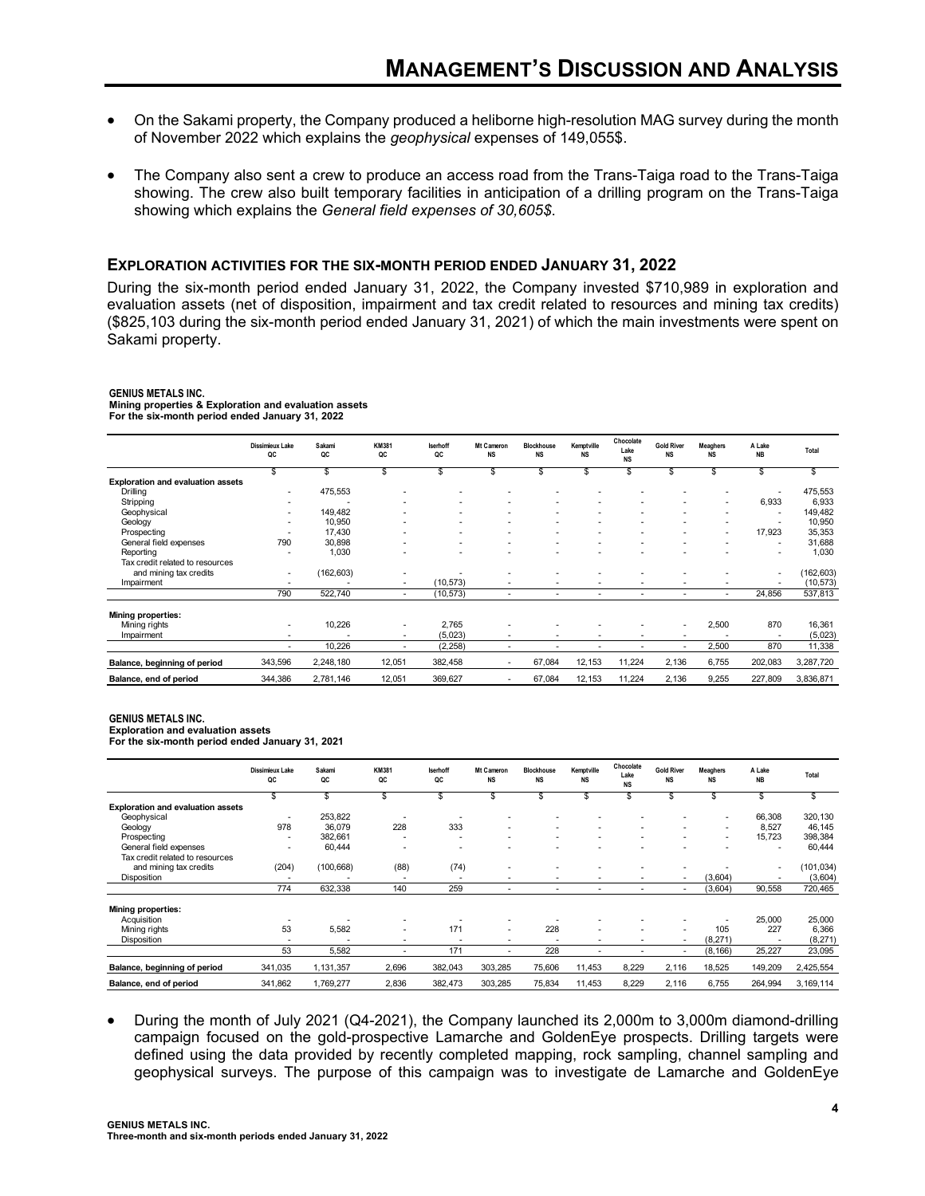- On the Sakami property, the Company produced a heliborne high-resolution MAG survey during the month of November 2022 which explains the *geophysical* expenses of 149,055$.

- The Company also sent a crew to produce an access road from the Trans-Taiga road to the Trans-Taiga showing. The crew also built temporary facilities in anticipation of a drilling program on the Trans-Taiga showing which explains the *General field expenses of 30,605$*.

## EXPLORATION ACTIVITIES FOR THE SIX-MONTH PERIOD ENDED JANUARY 31, 2022

During the six-month period ended January 31, 2022, the Company invested $710,989 in exploration and evaluation assets (net of disposition, impairment and tax credit related to resources and mining tax credits) ($825,103 during the six-month period ended January 31, 2021) of which the main investments were spent on Sakami property.

**GENIUS METALS INC.**
**Mining properties & Exploration and evaluation assets**
**For the six-month period ended January 31, 2022**

| | Dissimieux Lake QC | Sakami QC | KM381 QC | Iserhoff QC | Mt Cameron NS | Blockhouse NS | Kemptville NS | Chocolate Lake NS | Gold River NS | Meaghers NS | A Lake NB | Total |
|---|---|---|---|---|---|---|---|---|---|---|---|---|
| | $ | $ | $ | $ | $ | $ | $ | $ | $ | $ | $ | $ |
| **Exploration and evaluation assets** | | | | | | | | | | | | |
| Drilling | - | 475,553 | - | - | - | - | - | - | - | - | - | 475,553 |
| Stripping | - | - | - | - | - | - | - | - | - | - | 6,933 | 6,933 |
| Geophysical | - | 149,482 | - | - | - | - | - | - | - | - | - | 149,482 |
| Geology | - | 10,950 | - | - | - | - | - | - | - | - | - | 10,950 |
| Prospecting | - | 17,430 | - | - | - | - | - | - | - | - | 17,923 | 35,353 |
| General field expenses | 790 | 30,898 | - | - | - | - | - | - | - | - | - | 31,688 |
| Reporting | - | 1,030 | - | - | - | - | - | - | - | - | - | 1,030 |
| Tax credit related to resources and mining tax credits | - | (162,603) | - | - | - | - | - | - | - | - | - | (162,603) |
| Impairment | - | - | - | (10,573) | - | - | - | - | - | - | - | (10,573) |
| | 790 | 522,740 | - | (10,573) | - | - | - | - | - | - | 24,856 | 537,813 |
| **Mining properties:** | | | | | | | | | | | | |
| Mining rights | - | 10,226 | - | 2,765 | - | - | - | - | - | 2,500 | 870 | 16,361 |
| Impairment | - | - | - | (5,023) | - | - | - | - | - | - | - | (5,023) |
| | - | 10,226 | - | (2,258) | - | - | - | - | - | 2,500 | 870 | 11,338 |
| **Balance, beginning of period** | 343,596 | 2,248,180 | 12,051 | 382,458 | - | 67,084 | 12,153 | 11,224 | 2,136 | 6,755 | 202,083 | 3,287,720 |
| **Balance, end of period** | 344,386 | 2,781,146 | 12,051 | 369,627 | - | 67,084 | 12,153 | 11,224 | 2,136 | 9,255 | 227,809 | 3,836,871 |

**GENIUS METALS INC.**
**Exploration and evaluation assets**
**For the six-month period ended January 31, 2021**

| | Dissimieux Lake QC | Sakami QC | KM381 QC | Iserhoff QC | Mt Cameron NS | Blockhouse NS | Kemptville NS | Chocolate Lake NS | Gold River NS | Meaghers NS | A Lake NB | Total |
|---|---|---|---|---|---|---|---|---|---|---|---|---|
| | $ | $ | $ | $ | $ | $ | $ | $ | $ | $ | $ | $ |
| **Exploration and evaluation assets** | | | | | | | | | | | | |
| Geophysical | - | 253,822 | - | - | - | - | - | - | - | - | 66,308 | 320,130 |
| Geology | 978 | 36,079 | 228 | 333 | - | - | - | - | - | - | 8,527 | 46,145 |
| Prospecting | - | 382,661 | - | - | - | - | - | - | - | - | 15,723 | 398,384 |
| General field expenses | - | 60,444 | - | - | - | - | - | - | - | - | - | 60,444 |
| Tax credit related to resources and mining tax credits | (204) | (100,668) | (88) | (74) | - | - | - | - | - | - | - | (101,034) |
| Disposition | - | - | - | - | - | - | - | - | - | (3,604) | - | (3,604) |
| | 774 | 632,338 | 140 | 259 | - | - | - | - | - | (3,604) | 90,558 | 720,465 |
| **Mining properties:** | | | | | | | | | | | | |
| Acquisition | - | - | - | - | - | - | - | - | - | - | 25,000 | 25,000 |
| Mining rights | 53 | 5,582 | - | 171 | - | 228 | - | - | - | 105 | 227 | 6,366 |
| Disposition | - | - | - | - | - | - | - | - | - | (8,271) | - | (8,271) |
| | 53 | 5,582 | - | 171 | - | 228 | - | - | - | (8,166) | 25,227 | 23,095 |
| **Balance, beginning of period** | 341,035 | 1,131,357 | 2,696 | 382,043 | 303,285 | 75,606 | 11,453 | 8,229 | 2,116 | 18,525 | 149,209 | 2,425,554 |
| **Balance, end of period** | 341,862 | 1,769,277 | 2,836 | 382,473 | 303,285 | 75,834 | 11,453 | 8,229 | 2,116 | 6,755 | 264,994 | 3,169,114 |

- During the month of July 2021 (Q4-2021), the Company launched its 2,000m to 3,000m diamond-drilling campaign focused on the gold-prospective Lamarche and GoldenEye prospects. Drilling targets were defined using the data provided by recently completed mapping, rock sampling, channel sampling and geophysical surveys. The purpose of this campaign was to investigate de Lamarche and GoldenEye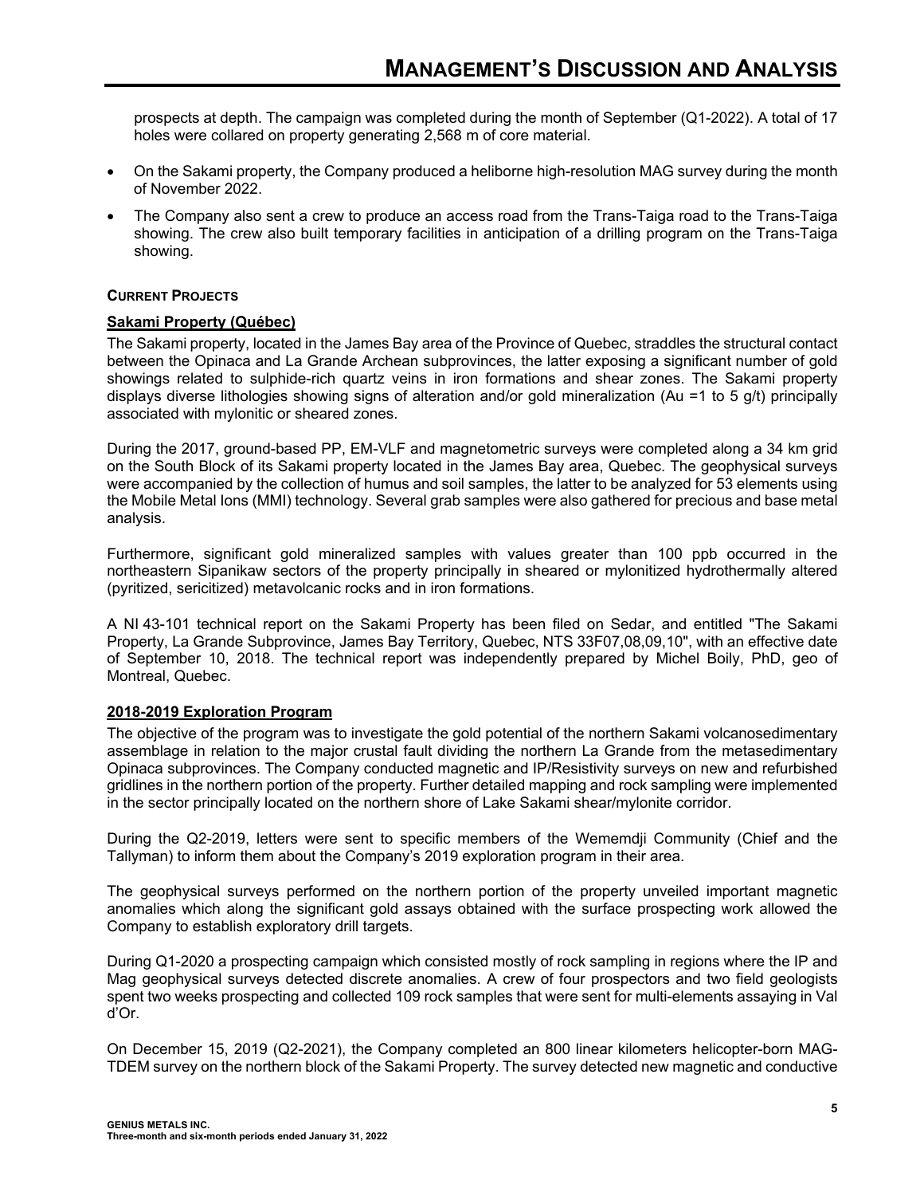prospects at depth. The campaign was completed during the month of September (Q1-2022). A total of 17 holes were collared on property generating 2,568 m of core material.

- On the Sakami property, the Company produced a heliborne high-resolution MAG survey during the month of November 2022.
- The Company also sent a crew to produce an access road from the Trans-Taiga road to the Trans-Taiga showing. The crew also built temporary facilities in anticipation of a drilling program on the Trans-Taiga showing.

**CURRENT PROJECTS**

**Sakami Property (Québec)**

The Sakami property, located in the James Bay area of the Province of Quebec, straddles the structural contact between the Opinaca and La Grande Archean subprovinces, the latter exposing a significant number of gold showings related to sulphide-rich quartz veins in iron formations and shear zones. The Sakami property displays diverse lithologies showing signs of alteration and/or gold mineralization (Au =1 to 5 g/t) principally associated with mylonitic or sheared zones.

During the 2017, ground-based PP, EM-VLF and magnetometric surveys were completed along a 34 km grid on the South Block of its Sakami property located in the James Bay area, Quebec. The geophysical surveys were accompanied by the collection of humus and soil samples, the latter to be analyzed for 53 elements using the Mobile Metal Ions (MMI) technology. Several grab samples were also gathered for precious and base metal analysis.

Furthermore, significant gold mineralized samples with values greater than 100 ppb occurred in the northeastern Sipanikaw sectors of the property principally in sheared or mylonitized hydrothermally altered (pyritized, sericitized) metavolcanic rocks and in iron formations.

A NI 43-101 technical report on the Sakami Property has been filed on Sedar, and entitled "The Sakami Property, La Grande Subprovince, James Bay Territory, Quebec, NTS 33F07,08,09,10", with an effective date of September 10, 2018. The technical report was independently prepared by Michel Boily, PhD, geo of Montreal, Quebec.

**2018-2019 Exploration Program**

The objective of the program was to investigate the gold potential of the northern Sakami volcanosedimentary assemblage in relation to the major crustal fault dividing the northern La Grande from the metasedimentary Opinaca subprovinces. The Company conducted magnetic and IP/Resistivity surveys on new and refurbished gridlines in the northern portion of the property. Further detailed mapping and rock sampling were implemented in the sector principally located on the northern shore of Lake Sakami shear/mylonite corridor.

During the Q2-2019, letters were sent to specific members of the Wememdji Community (Chief and the Tallyman) to inform them about the Company's 2019 exploration program in their area.

The geophysical surveys performed on the northern portion of the property unveiled important magnetic anomalies which along the significant gold assays obtained with the surface prospecting work allowed the Company to establish exploratory drill targets.

During Q1-2020 a prospecting campaign which consisted mostly of rock sampling in regions where the IP and Mag geophysical surveys detected discrete anomalies. A crew of four prospectors and two field geologists spent two weeks prospecting and collected 109 rock samples that were sent for multi-elements assaying in Val d'Or.

On December 15, 2019 (Q2-2021), the Company completed an 800 linear kilometers helicopter-born MAG-TDEM survey on the northern block of the Sakami Property. The survey detected new magnetic and conductive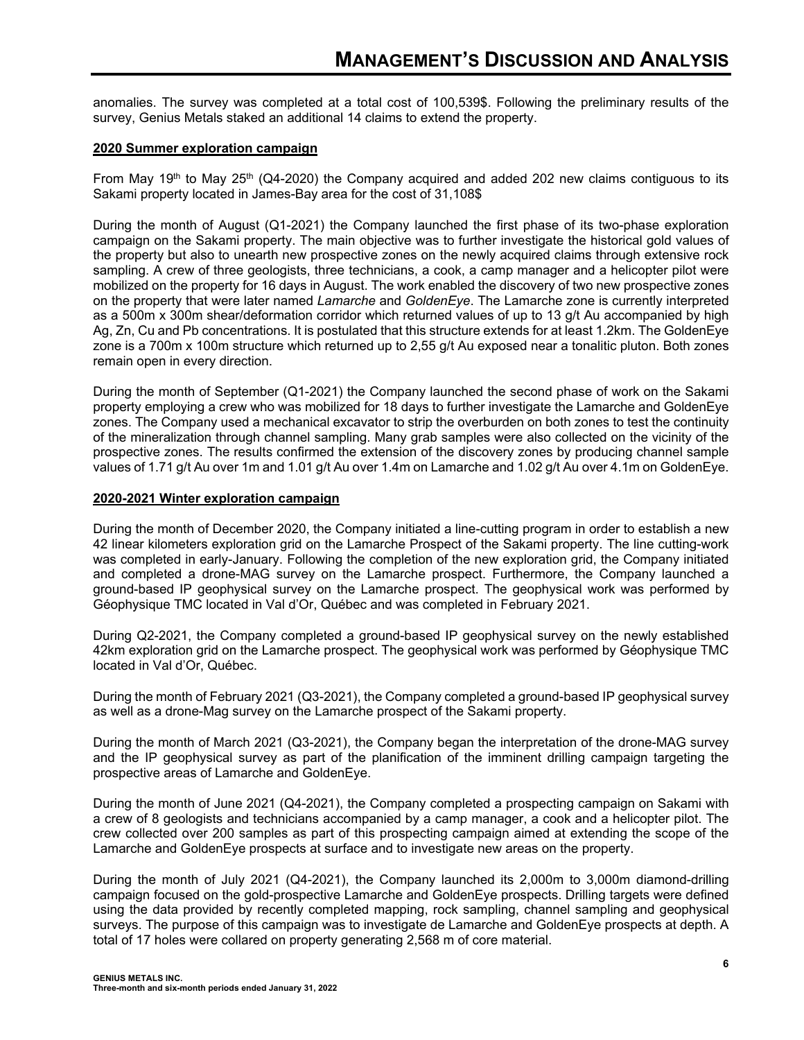anomalies. The survey was completed at a total cost of 100,539$. Following the preliminary results of the survey, Genius Metals staked an additional 14 claims to extend the property.

**2020 Summer exploration campaign**

From May 19th to May 25th (Q4-2020) the Company acquired and added 202 new claims contiguous to its Sakami property located in James-Bay area for the cost of 31,108$

During the month of August (Q1-2021) the Company launched the first phase of its two-phase exploration campaign on the Sakami property. The main objective was to further investigate the historical gold values of the property but also to unearth new prospective zones on the newly acquired claims through extensive rock sampling. A crew of three geologists, three technicians, a cook, a camp manager and a helicopter pilot were mobilized on the property for 16 days in August. The work enabled the discovery of two new prospective zones on the property that were later named *Lamarche* and *GoldenEye*. The Lamarche zone is currently interpreted as a 500m x 300m shear/deformation corridor which returned values of up to 13 g/t Au accompanied by high Ag, Zn, Cu and Pb concentrations. It is postulated that this structure extends for at least 1.2km. The GoldenEye zone is a 700m x 100m structure which returned up to 2,55 g/t Au exposed near a tonalitic pluton. Both zones remain open in every direction.

During the month of September (Q1-2021) the Company launched the second phase of work on the Sakami property employing a crew who was mobilized for 18 days to further investigate the Lamarche and GoldenEye zones. The Company used a mechanical excavator to strip the overburden on both zones to test the continuity of the mineralization through channel sampling. Many grab samples were also collected on the vicinity of the prospective zones. The results confirmed the extension of the discovery zones by producing channel sample values of 1.71 g/t Au over 1m and 1.01 g/t Au over 1.4m on Lamarche and 1.02 g/t Au over 4.1m on GoldenEye.

**2020-2021 Winter exploration campaign**

During the month of December 2020, the Company initiated a line-cutting program in order to establish a new 42 linear kilometers exploration grid on the Lamarche Prospect of the Sakami property. The line cutting-work was completed in early-January. Following the completion of the new exploration grid, the Company initiated and completed a drone-MAG survey on the Lamarche prospect. Furthermore, the Company launched a ground-based IP geophysical survey on the Lamarche prospect. The geophysical work was performed by Géophysique TMC located in Val d'Or, Québec and was completed in February 2021.

During Q2-2021, the Company completed a ground-based IP geophysical survey on the newly established 42km exploration grid on the Lamarche prospect. The geophysical work was performed by Géophysique TMC located in Val d'Or, Québec.

During the month of February 2021 (Q3-2021), the Company completed a ground-based IP geophysical survey as well as a drone-Mag survey on the Lamarche prospect of the Sakami property.

During the month of March 2021 (Q3-2021), the Company began the interpretation of the drone-MAG survey and the IP geophysical survey as part of the planification of the imminent drilling campaign targeting the prospective areas of Lamarche and GoldenEye.

During the month of June 2021 (Q4-2021), the Company completed a prospecting campaign on Sakami with a crew of 8 geologists and technicians accompanied by a camp manager, a cook and a helicopter pilot. The crew collected over 200 samples as part of this prospecting campaign aimed at extending the scope of the Lamarche and GoldenEye prospects at surface and to investigate new areas on the property.

During the month of July 2021 (Q4-2021), the Company launched its 2,000m to 3,000m diamond-drilling campaign focused on the gold-prospective Lamarche and GoldenEye prospects. Drilling targets were defined using the data provided by recently completed mapping, rock sampling, channel sampling and geophysical surveys. The purpose of this campaign was to investigate de Lamarche and GoldenEye prospects at depth. A total of 17 holes were collared on property generating 2,568 m of core material.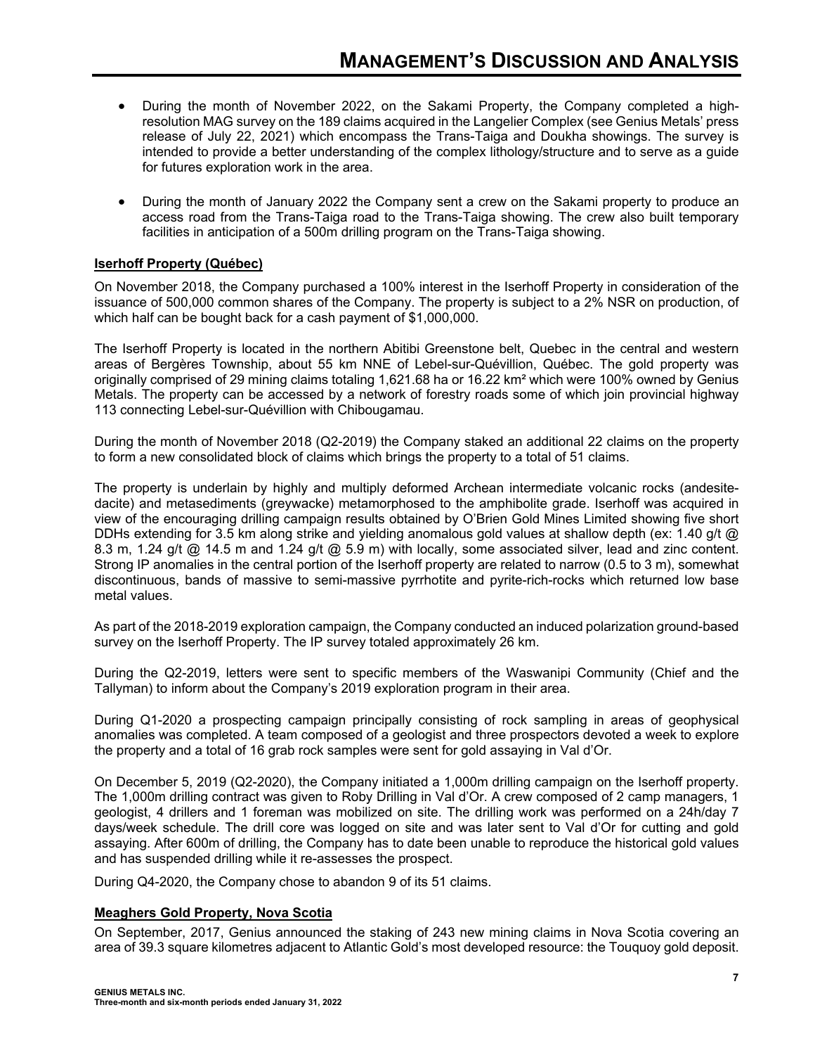- During the month of November 2022, on the Sakami Property, the Company completed a high-resolution MAG survey on the 189 claims acquired in the Langelier Complex (see Genius Metals' press release of July 22, 2021) which encompass the Trans-Taiga and Doukha showings. The survey is intended to provide a better understanding of the complex lithology/structure and to serve as a guide for futures exploration work in the area.

- During the month of January 2022 the Company sent a crew on the Sakami property to produce an access road from the Trans-Taiga road to the Trans-Taiga showing. The crew also built temporary facilities in anticipation of a 500m drilling program on the Trans-Taiga showing.

**Iserhoff Property (Québec)**

On November 2018, the Company purchased a 100% interest in the Iserhoff Property in consideration of the issuance of 500,000 common shares of the Company. The property is subject to a 2% NSR on production, of which half can be bought back for a cash payment of $1,000,000.

The Iserhoff Property is located in the northern Abitibi Greenstone belt, Quebec in the central and western areas of Bergères Township, about 55 km NNE of Lebel-sur-Quévillion, Québec. The gold property was originally comprised of 29 mining claims totaling 1,621.68 ha or 16.22 km² which were 100% owned by Genius Metals. The property can be accessed by a network of forestry roads some of which join provincial highway 113 connecting Lebel-sur-Quévillion with Chibougamau.

During the month of November 2018 (Q2-2019) the Company staked an additional 22 claims on the property to form a new consolidated block of claims which brings the property to a total of 51 claims.

The property is underlain by highly and multiply deformed Archean intermediate volcanic rocks (andesite-dacite) and metasediments (greywacke) metamorphosed to the amphibolite grade. Iserhoff was acquired in view of the encouraging drilling campaign results obtained by O'Brien Gold Mines Limited showing five short DDHs extending for 3.5 km along strike and yielding anomalous gold values at shallow depth (ex: 1.40 g/t @ 8.3 m, 1.24 g/t @ 14.5 m and 1.24 g/t @ 5.9 m) with locally, some associated silver, lead and zinc content. Strong IP anomalies in the central portion of the Iserhoff property are related to narrow (0.5 to 3 m), somewhat discontinuous, bands of massive to semi-massive pyrrhotite and pyrite-rich-rocks which returned low base metal values.

As part of the 2018-2019 exploration campaign, the Company conducted an induced polarization ground-based survey on the Iserhoff Property. The IP survey totaled approximately 26 km.

During the Q2-2019, letters were sent to specific members of the Waswanipi Community (Chief and the Tallyman) to inform about the Company's 2019 exploration program in their area.

During Q1-2020 a prospecting campaign principally consisting of rock sampling in areas of geophysical anomalies was completed. A team composed of a geologist and three prospectors devoted a week to explore the property and a total of 16 grab rock samples were sent for gold assaying in Val d'Or.

On December 5, 2019 (Q2-2020), the Company initiated a 1,000m drilling campaign on the Iserhoff property. The 1,000m drilling contract was given to Roby Drilling in Val d'Or. A crew composed of 2 camp managers, 1 geologist, 4 drillers and 1 foreman was mobilized on site. The drilling work was performed on a 24h/day 7 days/week schedule. The drill core was logged on site and was later sent to Val d'Or for cutting and gold assaying. After 600m of drilling, the Company has to date been unable to reproduce the historical gold values and has suspended drilling while it re-assesses the prospect.

During Q4-2020, the Company chose to abandon 9 of its 51 claims.

**Meaghers Gold Property, Nova Scotia**

On September, 2017, Genius announced the staking of 243 new mining claims in Nova Scotia covering an area of 39.3 square kilometres adjacent to Atlantic Gold's most developed resource: the Touquoy gold deposit.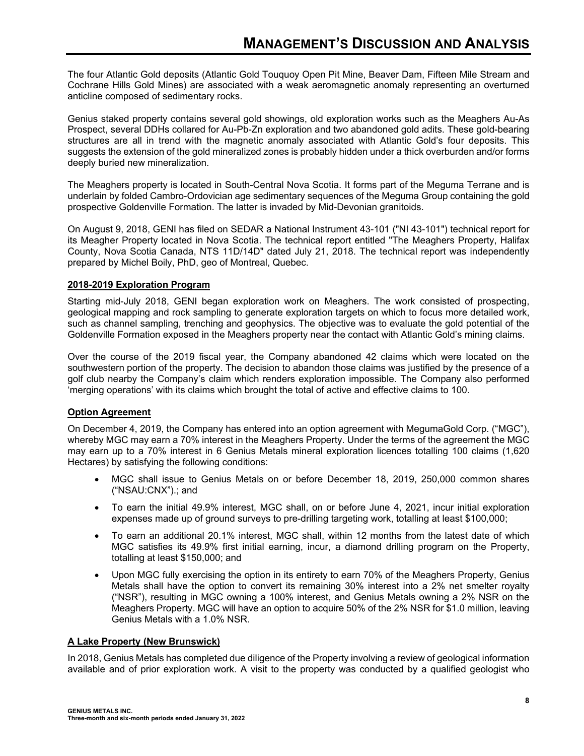The four Atlantic Gold deposits (Atlantic Gold Touquoy Open Pit Mine, Beaver Dam, Fifteen Mile Stream and Cochrane Hills Gold Mines) are associated with a weak aeromagnetic anomaly representing an overturned anticline composed of sedimentary rocks.

Genius staked property contains several gold showings, old exploration works such as the Meaghers Au-As Prospect, several DDHs collared for Au-Pb-Zn exploration and two abandoned gold adits. These gold-bearing structures are all in trend with the magnetic anomaly associated with Atlantic Gold's four deposits. This suggests the extension of the gold mineralized zones is probably hidden under a thick overburden and/or forms deeply buried new mineralization.

The Meaghers property is located in South-Central Nova Scotia. It forms part of the Meguma Terrane and is underlain by folded Cambro-Ordovician age sedimentary sequences of the Meguma Group containing the gold prospective Goldenville Formation. The latter is invaded by Mid-Devonian granitoids.

On August 9, 2018, GENI has filed on SEDAR a National Instrument 43-101 ("NI 43-101") technical report for its Meagher Property located in Nova Scotia. The technical report entitled "The Meaghers Property, Halifax County, Nova Scotia Canada, NTS 11D/14D" dated July 21, 2018. The technical report was independently prepared by Michel Boily, PhD, geo of Montreal, Quebec.

**2018-2019 Exploration Program**

Starting mid-July 2018, GENI began exploration work on Meaghers. The work consisted of prospecting, geological mapping and rock sampling to generate exploration targets on which to focus more detailed work, such as channel sampling, trenching and geophysics. The objective was to evaluate the gold potential of the Goldenville Formation exposed in the Meaghers property near the contact with Atlantic Gold's mining claims.

Over the course of the 2019 fiscal year, the Company abandoned 42 claims which were located on the southwestern portion of the property. The decision to abandon those claims was justified by the presence of a golf club nearby the Company's claim which renders exploration impossible. The Company also performed 'merging operations' with its claims which brought the total of active and effective claims to 100.

**Option Agreement**

On December 4, 2019, the Company has entered into an option agreement with MegumaGold Corp. ("MGC"), whereby MGC may earn a 70% interest in the Meaghers Property. Under the terms of the agreement the MGC may earn up to a 70% interest in 6 Genius Metals mineral exploration licences totalling 100 claims (1,620 Hectares) by satisfying the following conditions:

- MGC shall issue to Genius Metals on or before December 18, 2019, 250,000 common shares ("NSAU:CNX").; and
- To earn the initial 49.9% interest, MGC shall, on or before June 4, 2021, incur initial exploration expenses made up of ground surveys to pre-drilling targeting work, totalling at least $100,000;
- To earn an additional 20.1% interest, MGC shall, within 12 months from the latest date of which MGC satisfies its 49.9% first initial earning, incur, a diamond drilling program on the Property, totalling at least $150,000; and
- Upon MGC fully exercising the option in its entirety to earn 70% of the Meaghers Property, Genius Metals shall have the option to convert its remaining 30% interest into a 2% net smelter royalty ("NSR"), resulting in MGC owning a 100% interest, and Genius Metals owning a 2% NSR on the Meaghers Property. MGC will have an option to acquire 50% of the 2% NSR for $1.0 million, leaving Genius Metals with a 1.0% NSR.

**A Lake Property (New Brunswick)**

In 2018, Genius Metals has completed due diligence of the Property involving a review of geological information available and of prior exploration work. A visit to the property was conducted by a qualified geologist who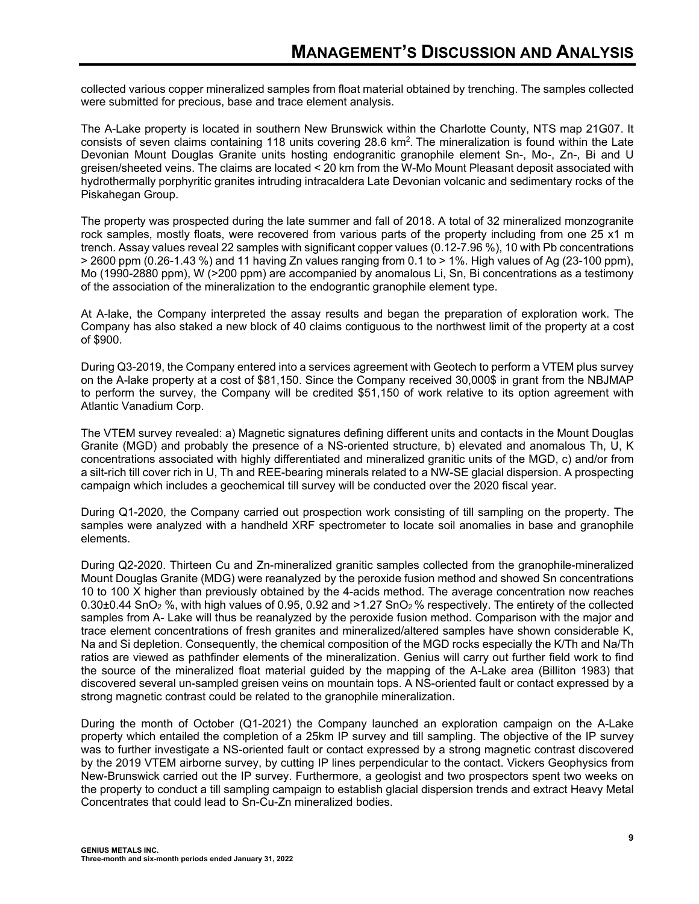collected various copper mineralized samples from float material obtained by trenching. The samples collected were submitted for precious, base and trace element analysis.

The A-Lake property is located in southern New Brunswick within the Charlotte County, NTS map 21G07. It consists of seven claims containing 118 units covering 28.6 km$^2$. The mineralization is found within the Late Devonian Mount Douglas Granite units hosting endogranitic granophile element Sn-, Mo-, Zn-, Bi and U greisen/sheeted veins. The claims are located < 20 km from the W-Mo Mount Pleasant deposit associated with hydrothermally porphyritic granites intruding intracaldera Late Devonian volcanic and sedimentary rocks of the Piskahegan Group.

The property was prospected during the late summer and fall of 2018. A total of 32 mineralized monzogranite rock samples, mostly floats, were recovered from various parts of the property including from one 25 x1 m trench. Assay values reveal 22 samples with significant copper values (0.12-7.96 %), 10 with Pb concentrations > 2600 ppm (0.26-1.43 %) and 11 having Zn values ranging from 0.1 to > 1%. High values of Ag (23-100 ppm), Mo (1990-2880 ppm), W (>200 ppm) are accompanied by anomalous Li, Sn, Bi concentrations as a testimony of the association of the mineralization to the endograntic granophile element type.

At A-lake, the Company interpreted the assay results and began the preparation of exploration work. The Company has also staked a new block of 40 claims contiguous to the northwest limit of the property at a cost of $900.

During Q3-2019, the Company entered into a services agreement with Geotech to perform a VTEM plus survey on the A-lake property at a cost of $81,150. Since the Company received 30,000$ in grant from the NBJMAP to perform the survey, the Company will be credited $51,150 of work relative to its option agreement with Atlantic Vanadium Corp.

The VTEM survey revealed: a) Magnetic signatures defining different units and contacts in the Mount Douglas Granite (MGD) and probably the presence of a NS-oriented structure, b) elevated and anomalous Th, U, K concentrations associated with highly differentiated and mineralized granitic units of the MGD, c) and/or from a silt-rich till cover rich in U, Th and REE-bearing minerals related to a NW-SE glacial dispersion. A prospecting campaign which includes a geochemical till survey will be conducted over the 2020 fiscal year.

During Q1-2020, the Company carried out prospection work consisting of till sampling on the property. The samples were analyzed with a handheld XRF spectrometer to locate soil anomalies in base and granophile elements.

During Q2-2020. Thirteen Cu and Zn-mineralized granitic samples collected from the granophile-mineralized Mount Douglas Granite (MDG) were reanalyzed by the peroxide fusion method and showed Sn concentrations 10 to 100 X higher than previously obtained by the 4-acids method. The average concentration now reaches 0.30±0.44 $SnO_2$ %, with high values of 0.95, 0.92 and >1.27 $SnO_2$ % respectively. The entirety of the collected samples from A- Lake will thus be reanalyzed by the peroxide fusion method. Comparison with the major and trace element concentrations of fresh granites and mineralized/altered samples have shown considerable K, Na and Si depletion. Consequently, the chemical composition of the MGD rocks especially the K/Th and Na/Th ratios are viewed as pathfinder elements of the mineralization. Genius will carry out further field work to find the source of the mineralized float material guided by the mapping of the A-Lake area (Billiton 1983) that discovered several un-sampled greisen veins on mountain tops. A NS-oriented fault or contact expressed by a strong magnetic contrast could be related to the granophile mineralization.

During the month of October (Q1-2021) the Company launched an exploration campaign on the A-Lake property which entailed the completion of a 25km IP survey and till sampling. The objective of the IP survey was to further investigate a NS-oriented fault or contact expressed by a strong magnetic contrast discovered by the 2019 VTEM airborne survey, by cutting IP lines perpendicular to the contact. Vickers Geophysics from New-Brunswick carried out the IP survey. Furthermore, a geologist and two prospectors spent two weeks on the property to conduct a till sampling campaign to establish glacial dispersion trends and extract Heavy Metal Concentrates that could lead to Sn-Cu-Zn mineralized bodies.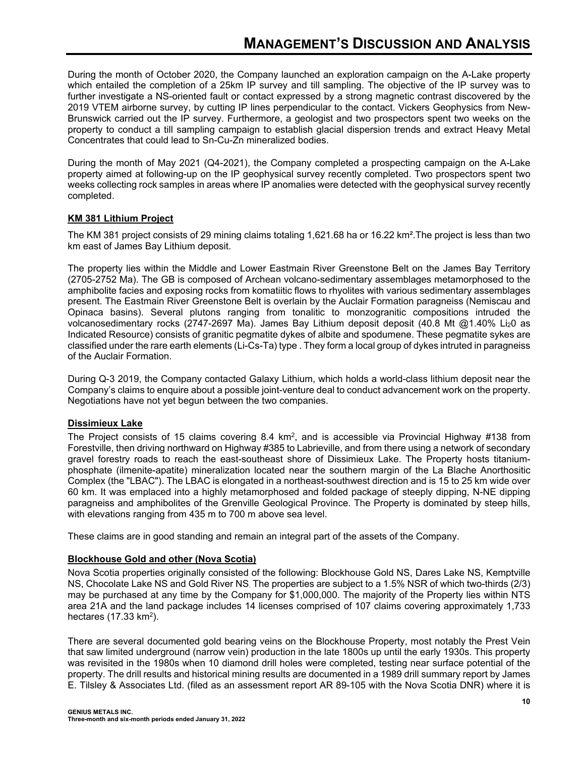During the month of October 2020, the Company launched an exploration campaign on the A-Lake property which entailed the completion of a 25km IP survey and till sampling. The objective of the IP survey was to further investigate a NS-oriented fault or contact expressed by a strong magnetic contrast discovered by the 2019 VTEM airborne survey, by cutting IP lines perpendicular to the contact. Vickers Geophysics from New-Brunswick carried out the IP survey. Furthermore, a geologist and two prospectors spent two weeks on the property to conduct a till sampling campaign to establish glacial dispersion trends and extract Heavy Metal Concentrates that could lead to Sn-Cu-Zn mineralized bodies.

During the month of May 2021 (Q4-2021), the Company completed a prospecting campaign on the A-Lake property aimed at following-up on the IP geophysical survey recently completed. Two prospectors spent two weeks collecting rock samples in areas where IP anomalies were detected with the geophysical survey recently completed.

**KM 381 Lithium Project**

The KM 381 project consists of 29 mining claims totaling 1,621.68 ha or 16.22 km².The project is less than two km east of James Bay Lithium deposit.

The property lies within the Middle and Lower Eastmain River Greenstone Belt on the James Bay Territory (2705-2752 Ma). The GB is composed of Archean volcano-sedimentary assemblages metamorphosed to the amphibolite facies and exposing rocks from komatiitic flows to rhyolites with various sedimentary assemblages present. The Eastmain River Greenstone Belt is overlain by the Auclair Formation paragneiss (Nemiscau and Opinaca basins). Several plutons ranging from tonalitic to monzogranitic compositions intruded the volcanosedimentary rocks (2747-2697 Ma). James Bay Lithium deposit deposit (40.8 Mt @1.40% $Li_20$ as Indicated Resource) consists of granitic pegmatite dykes of albite and spodumene. These pegmatite sykes are classified under the rare earth elements (Li-Cs-Ta) type . They form a local group of dykes intruted in paragneiss of the Auclair Formation.

During Q-3 2019, the Company contacted Galaxy Lithium, which holds a world-class lithium deposit near the Company's claims to enquire about a possible joint-venture deal to conduct advancement work on the property. Negotiations have not yet begun between the two companies.

**Dissimieux Lake**

The Project consists of 15 claims covering 8.4 km², and is accessible via Provincial Highway #138 from Forestville, then driving northward on Highway #385 to Labrieville, and from there using a network of secondary gravel forestry roads to reach the east-southeast shore of Dissimieux Lake. The Property hosts titanium-phosphate (ilmenite-apatite) mineralization located near the southern margin of the La Blache Anorthositic Complex (the "LBAC"). The LBAC is elongated in a northeast-southwest direction and is 15 to 25 km wide over 60 km. It was emplaced into a highly metamorphosed and folded package of steeply dipping, N-NE dipping paragneiss and amphibolites of the Grenville Geological Province. The Property is dominated by steep hills, with elevations ranging from 435 m to 700 m above sea level.

These claims are in good standing and remain an integral part of the assets of the Company.

**Blockhouse Gold and other (Nova Scotia)**

Nova Scotia properties originally consisted of the following: Blockhouse Gold NS, Dares Lake NS, Kemptville NS, Chocolate Lake NS and Gold River NS. The properties are subject to a 1.5% NSR of which two-thirds (2/3) may be purchased at any time by the Company for $1,000,000. The majority of the Property lies within NTS area 21A and the land package includes 14 licenses comprised of 107 claims covering approximately 1,733 hectares (17.33 km²).

There are several documented gold bearing veins on the Blockhouse Property, most notably the Prest Vein that saw limited underground (narrow vein) production in the late 1800s up until the early 1930s. This property was revisited in the 1980s when 10 diamond drill holes were completed, testing near surface potential of the property. The drill results and historical mining results are documented in a 1989 drill summary report by James E. Tilsley & Associates Ltd. (filed as an assessment report AR 89-105 with the Nova Scotia DNR) where it is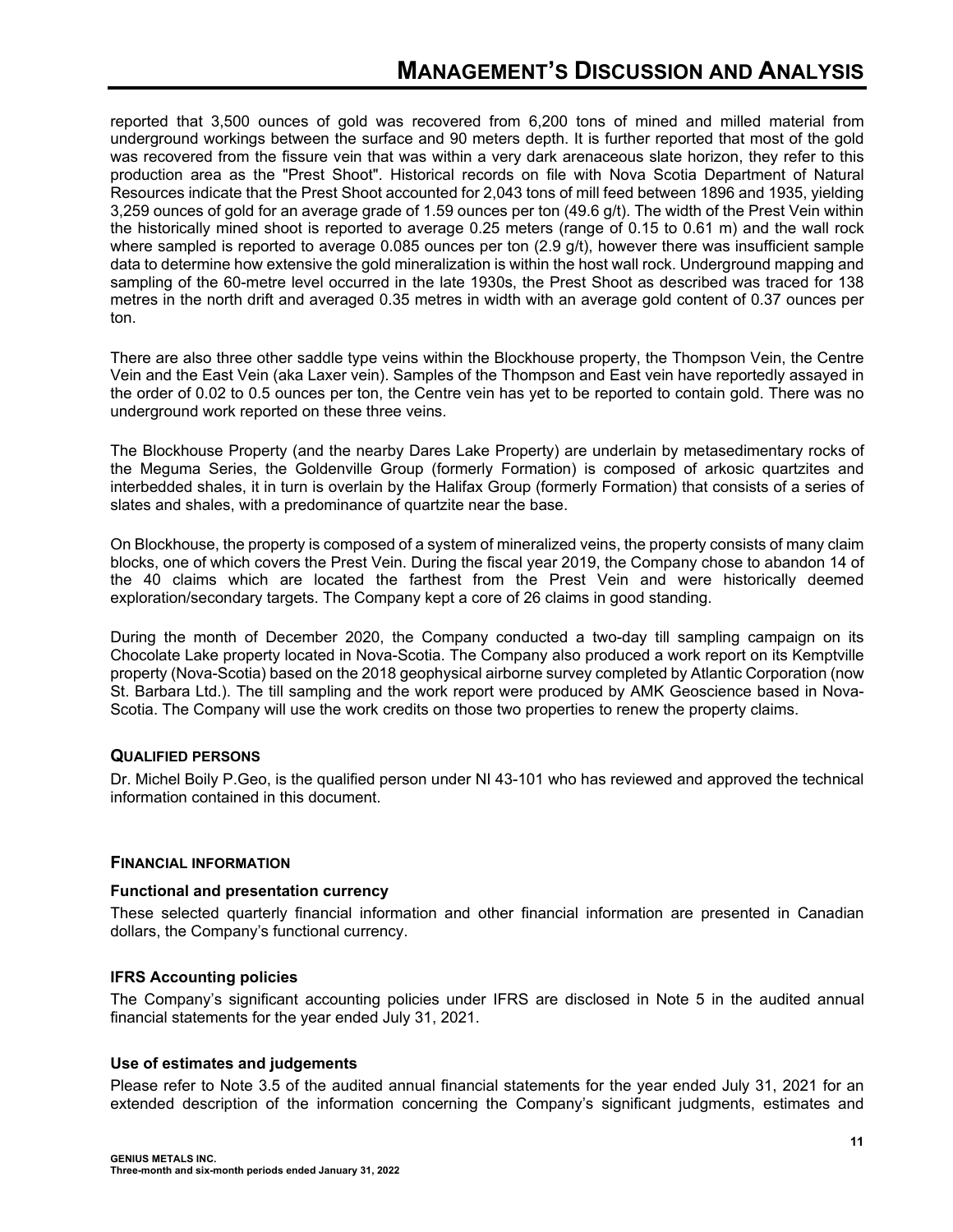reported that 3,500 ounces of gold was recovered from 6,200 tons of mined and milled material from underground workings between the surface and 90 meters depth. It is further reported that most of the gold was recovered from the fissure vein that was within a very dark arenaceous slate horizon, they refer to this production area as the "Prest Shoot". Historical records on file with Nova Scotia Department of Natural Resources indicate that the Prest Shoot accounted for 2,043 tons of mill feed between 1896 and 1935, yielding 3,259 ounces of gold for an average grade of 1.59 ounces per ton (49.6 g/t). The width of the Prest Vein within the historically mined shoot is reported to average 0.25 meters (range of 0.15 to 0.61 m) and the wall rock where sampled is reported to average 0.085 ounces per ton (2.9 g/t), however there was insufficient sample data to determine how extensive the gold mineralization is within the host wall rock. Underground mapping and sampling of the 60-metre level occurred in the late 1930s, the Prest Shoot as described was traced for 138 metres in the north drift and averaged 0.35 metres in width with an average gold content of 0.37 ounces per ton.

There are also three other saddle type veins within the Blockhouse property, the Thompson Vein, the Centre Vein and the East Vein (aka Laxer vein). Samples of the Thompson and East vein have reportedly assayed in the order of 0.02 to 0.5 ounces per ton, the Centre vein has yet to be reported to contain gold. There was no underground work reported on these three veins.

The Blockhouse Property (and the nearby Dares Lake Property) are underlain by metasedimentary rocks of the Meguma Series, the Goldenville Group (formerly Formation) is composed of arkosic quartzites and interbedded shales, it in turn is overlain by the Halifax Group (formerly Formation) that consists of a series of slates and shales, with a predominance of quartzite near the base.

On Blockhouse, the property is composed of a system of mineralized veins, the property consists of many claim blocks, one of which covers the Prest Vein. During the fiscal year 2019, the Company chose to abandon 14 of the 40 claims which are located the farthest from the Prest Vein and were historically deemed exploration/secondary targets. The Company kept a core of 26 claims in good standing.

During the month of December 2020, the Company conducted a two-day till sampling campaign on its Chocolate Lake property located in Nova-Scotia. The Company also produced a work report on its Kemptville property (Nova-Scotia) based on the 2018 geophysical airborne survey completed by Atlantic Corporation (now St. Barbara Ltd.). The till sampling and the work report were produced by AMK Geoscience based in Nova-Scotia. The Company will use the work credits on those two properties to renew the property claims.

## QUALIFIED PERSONS

Dr. Michel Boily P.Geo, is the qualified person under NI 43-101 who has reviewed and approved the technical information contained in this document.

## FINANCIAL INFORMATION

### Functional and presentation currency

These selected quarterly financial information and other financial information are presented in Canadian dollars, the Company's functional currency.

### IFRS Accounting policies

The Company's significant accounting policies under IFRS are disclosed in Note 5 in the audited annual financial statements for the year ended July 31, 2021.

### Use of estimates and judgements

Please refer to Note 3.5 of the audited annual financial statements for the year ended July 31, 2021 for an extended description of the information concerning the Company's significant judgments, estimates and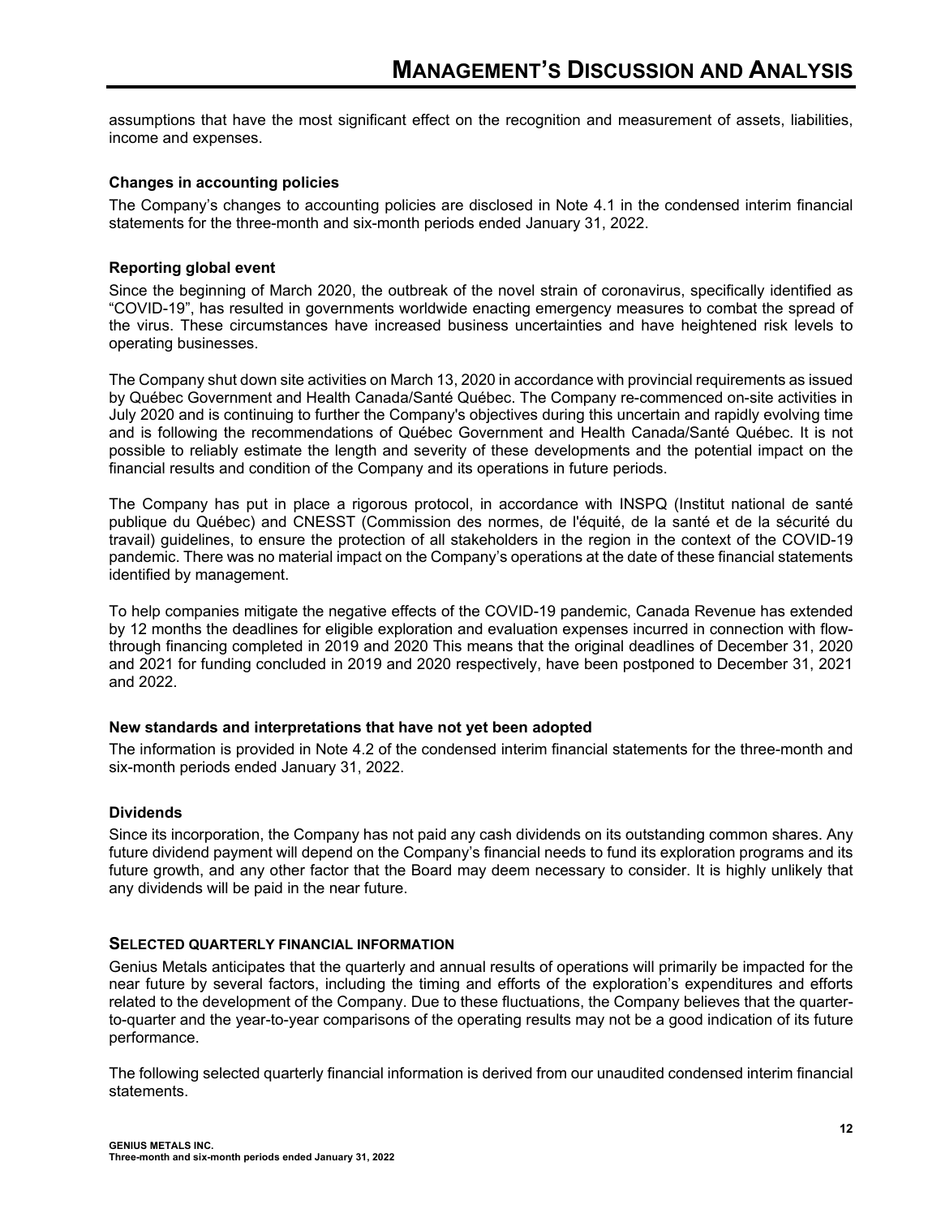assumptions that have the most significant effect on the recognition and measurement of assets, liabilities, income and expenses.

**Changes in accounting policies**

The Company's changes to accounting policies are disclosed in Note 4.1 in the condensed interim financial statements for the three-month and six-month periods ended January 31, 2022.

**Reporting global event**

Since the beginning of March 2020, the outbreak of the novel strain of coronavirus, specifically identified as "COVID-19", has resulted in governments worldwide enacting emergency measures to combat the spread of the virus. These circumstances have increased business uncertainties and have heightened risk levels to operating businesses.

The Company shut down site activities on March 13, 2020 in accordance with provincial requirements as issued by Québec Government and Health Canada/Santé Québec. The Company re-commenced on-site activities in July 2020 and is continuing to further the Company's objectives during this uncertain and rapidly evolving time and is following the recommendations of Québec Government and Health Canada/Santé Québec. It is not possible to reliably estimate the length and severity of these developments and the potential impact on the financial results and condition of the Company and its operations in future periods.

The Company has put in place a rigorous protocol, in accordance with INSPQ (Institut national de santé publique du Québec) and CNESST (Commission des normes, de l'équité, de la santé et de la sécurité du travail) guidelines, to ensure the protection of all stakeholders in the region in the context of the COVID-19 pandemic. There was no material impact on the Company's operations at the date of these financial statements identified by management.

To help companies mitigate the negative effects of the COVID-19 pandemic, Canada Revenue has extended by 12 months the deadlines for eligible exploration and evaluation expenses incurred in connection with flow-through financing completed in 2019 and 2020 This means that the original deadlines of December 31, 2020 and 2021 for funding concluded in 2019 and 2020 respectively, have been postponed to December 31, 2021 and 2022.

**New standards and interpretations that have not yet been adopted**

The information is provided in Note 4.2 of the condensed interim financial statements for the three-month and six-month periods ended January 31, 2022.

**Dividends**

Since its incorporation, the Company has not paid any cash dividends on its outstanding common shares. Any future dividend payment will depend on the Company's financial needs to fund its exploration programs and its future growth, and any other factor that the Board may deem necessary to consider. It is highly unlikely that any dividends will be paid in the near future.

## SELECTED QUARTERLY FINANCIAL INFORMATION

Genius Metals anticipates that the quarterly and annual results of operations will primarily be impacted for the near future by several factors, including the timing and efforts of the exploration's expenditures and efforts related to the development of the Company. Due to these fluctuations, the Company believes that the quarter-to-quarter and the year-to-year comparisons of the operating results may not be a good indication of its future performance.

The following selected quarterly financial information is derived from our unaudited condensed interim financial statements.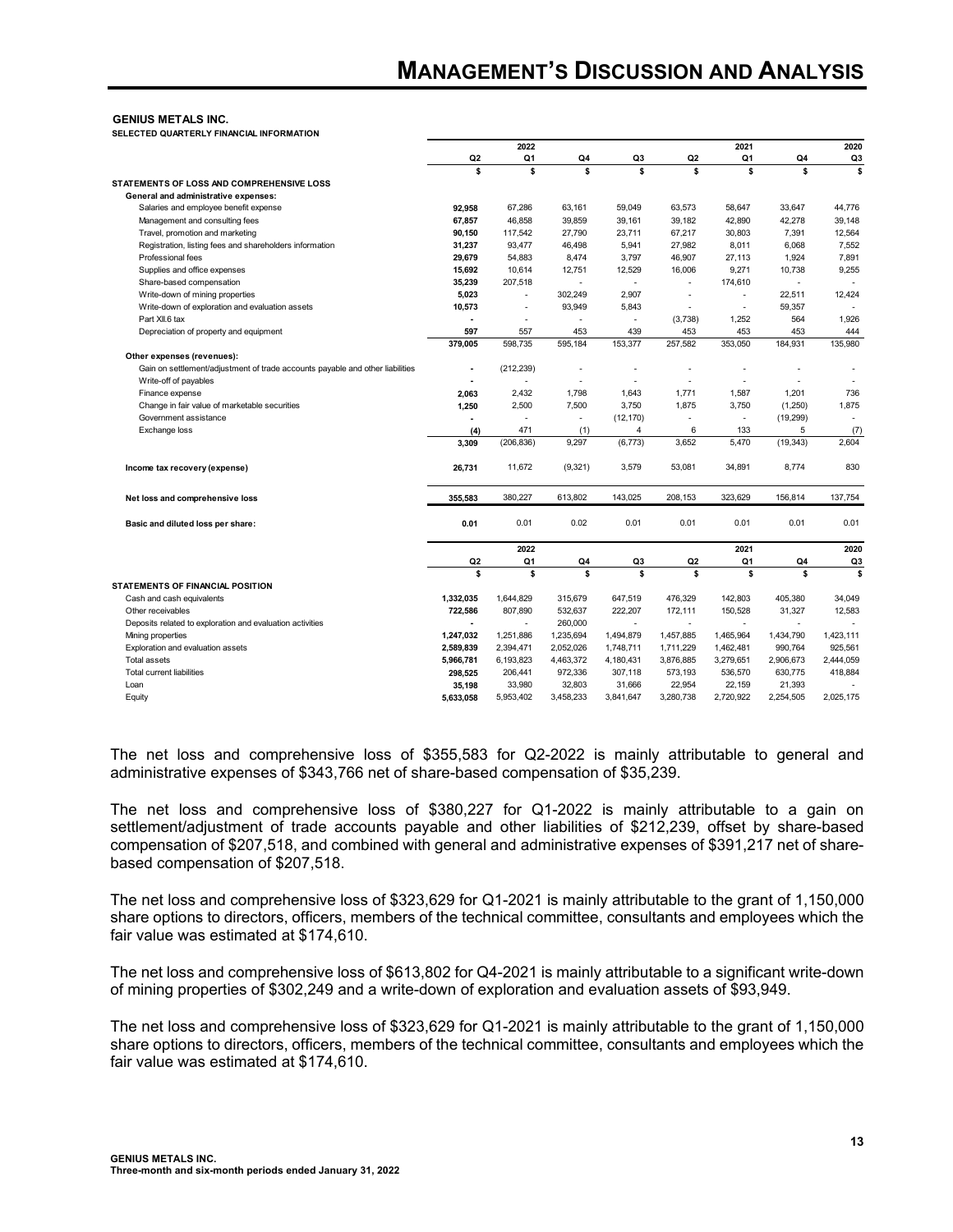**GENIUS METALS INC.**
**SELECTED QUARTERLY FINANCIAL INFORMATION**

| | 2022 | | 2021 | | | | | 2020 |
|---|---|---|---|---|---|---|---|---|
| | Q2 | Q1 | Q4 | Q3 | Q2 | Q1 | Q4 | Q3 |
| | $ | $ | $ | $ | $ | $ | $ | $ |
| **STATEMENTS OF LOSS AND COMPREHENSIVE LOSS** | | | | | | | | |
| **General and administrative expenses:** | | | | | | | | |
| Salaries and employee benefit expense | **92,958** | 67,286 | 63,161 | 59,049 | 63,573 | 58,647 | 33,647 | 44,776 |
| Management and consulting fees | **67,857** | 46,858 | 39,859 | 39,161 | 39,182 | 42,890 | 42,278 | 39,148 |
| Travel, promotion and marketing | **90,150** | 117,542 | 27,790 | 23,711 | 67,217 | 30,803 | 7,391 | 12,564 |
| Registration, listing fees and shareholders information | **31,237** | 93,477 | 46,498 | 5,941 | 27,982 | 8,011 | 6,068 | 7,552 |
| Professional fees | **29,679** | 54,883 | 8,474 | 3,797 | 46,907 | 27,113 | 1,924 | 7,891 |
| Supplies and office expenses | **15,692** | 10,614 | 12,751 | 12,529 | 16,006 | 9,271 | 10,738 | 9,255 |
| Share-based compensation | **35,239** | 207,518 | - | - | - | 174,610 | - | - |
| Write-down of mining properties | **5,023** | - | 302,249 | 2,907 | - | - | 22,511 | 12,424 |
| Write-down of exploration and evaluation assets | **10,573** | - | 93,949 | 5,843 | - | - | 59,357 | - |
| Part XII.6 tax | **-** | - | - | - | (3,738) | 1,252 | 564 | 1,926 |
| Depreciation of property and equipment | **597** | 557 | 453 | 439 | 453 | 453 | 453 | 444 |
| | **379,005** | 598,735 | 595,184 | 153,377 | 257,582 | 353,050 | 184,931 | 135,980 |
| **Other expenses (revenues):** | | | | | | | | |
| Gain on settlement/adjustment of trade accounts payable and other liabilities | **-** | (212,239) | - | - | - | - | - | - |
| Write-off of payables | **-** | - | - | - | - | - | - | - |
| Finance expense | **2,063** | 2,432 | 1,798 | 1,643 | 1,771 | 1,587 | 1,201 | 736 |
| Change in fair value of marketable securities | **1,250** | 2,500 | 7,500 | 3,750 | 1,875 | 3,750 | (1,250) | 1,875 |
| Government assistance | **-** | - | - | (12,170) | - | - | (19,299) | - |
| Exchange loss | **(4)** | 471 | (1) | 4 | 6 | 133 | 5 | (7) |
| | **3,309** | (206,836) | 9,297 | (6,773) | 3,652 | 5,470 | (19,343) | 2,604 |
| **Income tax recovery (expense)** | **26,731** | 11,672 | (9,321) | 3,579 | 53,081 | 34,891 | 8,774 | 830 |
| **Net loss and comprehensive loss** | **355,583** | 380,227 | 613,802 | 143,025 | 208,153 | 323,629 | 156,814 | 137,754 |
| **Basic and diluted loss per share:** | **0.01** | 0.01 | 0.02 | 0.01 | 0.01 | 0.01 | 0.01 | 0.01 |

| | 2022 | | 2021 | | | | | 2020 |
|---|---|---|---|---|---|---|---|---|
| | Q2 | Q1 | Q4 | Q3 | Q2 | Q1 | Q4 | Q3 |
| | $ | $ | $ | $ | $ | $ | $ | $ |
| **STATEMENTS OF FINANCIAL POSITION** | | | | | | | | |
| Cash and cash equivalents | **1,332,035** | 1,644,829 | 315,679 | 647,519 | 476,329 | 142,803 | 405,380 | 34,049 |
| Other receivables | **722,586** | 807,890 | 532,637 | 222,207 | 172,111 | 150,528 | 31,327 | 12,583 |
| Deposits related to exploration and evaluation activities | **-** | - | 260,000 | - | - | - | - | - |
| Mining properties | **1,247,032** | 1,251,886 | 1,235,694 | 1,494,879 | 1,457,885 | 1,465,964 | 1,434,790 | 1,423,111 |
| Exploration and evaluation assets | **2,589,839** | 2,394,471 | 2,052,026 | 1,748,711 | 1,711,229 | 1,462,481 | 990,764 | 925,561 |
| Total assets | **5,966,781** | 6,193,823 | 4,463,372 | 4,180,431 | 3,876,885 | 3,279,651 | 2,906,673 | 2,444,059 |
| Total current liabilities | **298,525** | 206,441 | 972,336 | 307,118 | 573,193 | 536,570 | 630,775 | 418,884 |
| Loan | **35,198** | 33,980 | 32,803 | 31,666 | 22,954 | 22,159 | 21,393 | - |
| Equity | **5,633,058** | 5,953,402 | 3,458,233 | 3,841,647 | 3,280,738 | 2,720,922 | 2,254,505 | 2,025,175 |

The net loss and comprehensive loss of $355,583 for Q2-2022 is mainly attributable to general and administrative expenses of $343,766 net of share-based compensation of $35,239.

The net loss and comprehensive loss of $380,227 for Q1-2022 is mainly attributable to a gain on settlement/adjustment of trade accounts payable and other liabilities of $212,239, offset by share-based compensation of $207,518, and combined with general and administrative expenses of $391,217 net of share-based compensation of $207,518.

The net loss and comprehensive loss of $323,629 for Q1-2021 is mainly attributable to the grant of 1,150,000 share options to directors, officers, members of the technical committee, consultants and employees which the fair value was estimated at $174,610.

The net loss and comprehensive loss of $613,802 for Q4-2021 is mainly attributable to a significant write-down of mining properties of $302,249 and a write-down of exploration and evaluation assets of $93,949.

The net loss and comprehensive loss of $323,629 for Q1-2021 is mainly attributable to the grant of 1,150,000 share options to directors, officers, members of the technical committee, consultants and employees which the fair value was estimated at $174,610.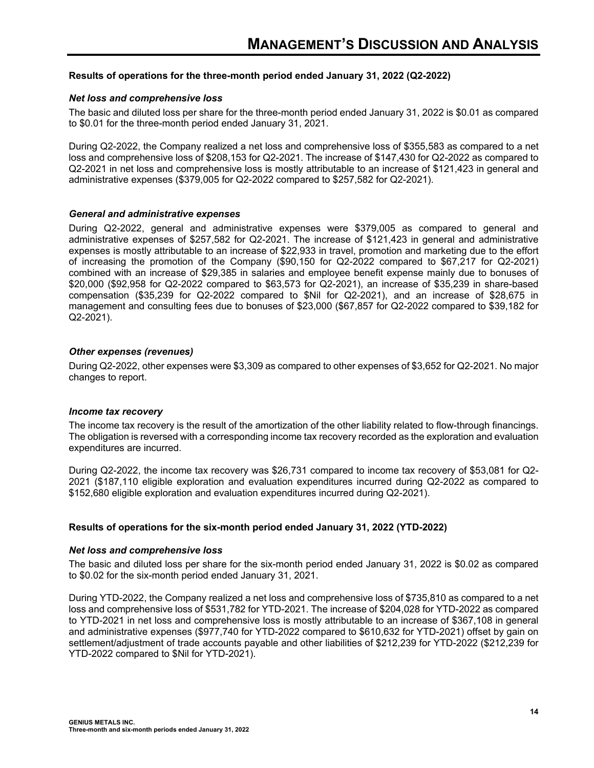### Results of operations for the three-month period ended January 31, 2022 (Q2-2022)

***Net loss and comprehensive loss***

The basic and diluted loss per share for the three-month period ended January 31, 2022 is $0.01 as compared to $0.01 for the three-month period ended January 31, 2021.

During Q2-2022, the Company realized a net loss and comprehensive loss of $355,583 as compared to a net loss and comprehensive loss of $208,153 for Q2-2021. The increase of $147,430 for Q2-2022 as compared to Q2-2021 in net loss and comprehensive loss is mostly attributable to an increase of $121,423 in general and administrative expenses ($379,005 for Q2-2022 compared to $257,582 for Q2-2021).

***General and administrative expenses***

During Q2-2022, general and administrative expenses were $379,005 as compared to general and administrative expenses of $257,582 for Q2-2021. The increase of $121,423 in general and administrative expenses is mostly attributable to an increase of $22,933 in travel, promotion and marketing due to the effort of increasing the promotion of the Company ($90,150 for Q2-2022 compared to $67,217 for Q2-2021) combined with an increase of $29,385 in salaries and employee benefit expense mainly due to bonuses of $20,000 ($92,958 for Q2-2022 compared to $63,573 for Q2-2021), an increase of $35,239 in share-based compensation ($35,239 for Q2-2022 compared to $Nil for Q2-2021), and an increase of $28,675 in management and consulting fees due to bonuses of $23,000 ($67,857 for Q2-2022 compared to $39,182 for Q2-2021).

***Other expenses (revenues)***

During Q2-2022, other expenses were $3,309 as compared to other expenses of $3,652 for Q2-2021. No major changes to report.

***Income tax recovery***

The income tax recovery is the result of the amortization of the other liability related to flow-through financings. The obligation is reversed with a corresponding income tax recovery recorded as the exploration and evaluation expenditures are incurred.

During Q2-2022, the income tax recovery was $26,731 compared to income tax recovery of $53,081 for Q2-2021 ($187,110 eligible exploration and evaluation expenditures incurred during Q2-2022 as compared to $152,680 eligible exploration and evaluation expenditures incurred during Q2-2021).

### Results of operations for the six-month period ended January 31, 2022 (YTD-2022)

***Net loss and comprehensive loss***

The basic and diluted loss per share for the six-month period ended January 31, 2022 is $0.02 as compared to $0.02 for the six-month period ended January 31, 2021.

During YTD-2022, the Company realized a net loss and comprehensive loss of $735,810 as compared to a net loss and comprehensive loss of $531,782 for YTD-2021. The increase of $204,028 for YTD-2022 as compared to YTD-2021 in net loss and comprehensive loss is mostly attributable to an increase of $367,108 in general and administrative expenses ($977,740 for YTD-2022 compared to $610,632 for YTD-2021) offset by gain on settlement/adjustment of trade accounts payable and other liabilities of $212,239 for YTD-2022 ($212,239 for YTD-2022 compared to $Nil for YTD-2021).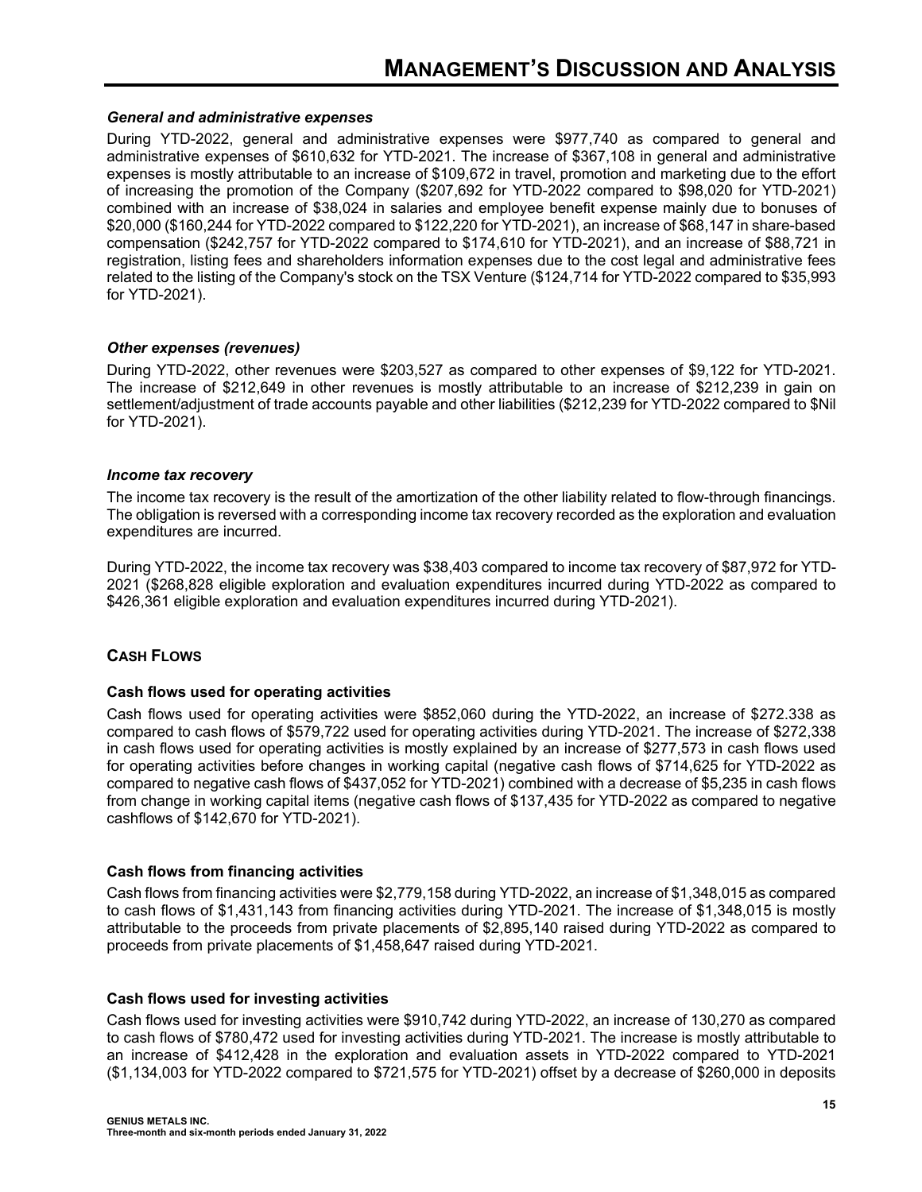#### *General and administrative expenses*

During YTD-2022, general and administrative expenses were $977,740 as compared to general and administrative expenses of $610,632 for YTD-2021. The increase of $367,108 in general and administrative expenses is mostly attributable to an increase of $109,672 in travel, promotion and marketing due to the effort of increasing the promotion of the Company ($207,692 for YTD-2022 compared to $98,020 for YTD-2021) combined with an increase of $38,024 in salaries and employee benefit expense mainly due to bonuses of $20,000 ($160,244 for YTD-2022 compared to $122,220 for YTD-2021), an increase of $68,147 in share-based compensation ($242,757 for YTD-2022 compared to $174,610 for YTD-2021), and an increase of $88,721 in registration, listing fees and shareholders information expenses due to the cost legal and administrative fees related to the listing of the Company's stock on the TSX Venture ($124,714 for YTD-2022 compared to $35,993 for YTD-2021).

#### *Other expenses (revenues)*

During YTD-2022, other revenues were $203,527 as compared to other expenses of $9,122 for YTD-2021. The increase of $212,649 in other revenues is mostly attributable to an increase of $212,239 in gain on settlement/adjustment of trade accounts payable and other liabilities ($212,239 for YTD-2022 compared to $Nil for YTD-2021).

#### *Income tax recovery*

The income tax recovery is the result of the amortization of the other liability related to flow-through financings. The obligation is reversed with a corresponding income tax recovery recorded as the exploration and evaluation expenditures are incurred.

During YTD-2022, the income tax recovery was $38,403 compared to income tax recovery of $87,972 for YTD-2021 ($268,828 eligible exploration and evaluation expenditures incurred during YTD-2022 as compared to $426,361 eligible exploration and evaluation expenditures incurred during YTD-2021).

## CASH FLOWS

### Cash flows used for operating activities

Cash flows used for operating activities were $852,060 during the YTD-2022, an increase of $272.338 as compared to cash flows of $579,722 used for operating activities during YTD-2021. The increase of $272,338 in cash flows used for operating activities is mostly explained by an increase of $277,573 in cash flows used for operating activities before changes in working capital (negative cash flows of $714,625 for YTD-2022 as compared to negative cash flows of $437,052 for YTD-2021) combined with a decrease of $5,235 in cash flows from change in working capital items (negative cash flows of $137,435 for YTD-2022 as compared to negative cashflows of $142,670 for YTD-2021).

### Cash flows from financing activities

Cash flows from financing activities were $2,779,158 during YTD-2022, an increase of $1,348,015 as compared to cash flows of $1,431,143 from financing activities during YTD-2021. The increase of $1,348,015 is mostly attributable to the proceeds from private placements of $2,895,140 raised during YTD-2022 as compared to proceeds from private placements of $1,458,647 raised during YTD-2021.

### Cash flows used for investing activities

Cash flows used for investing activities were $910,742 during YTD-2022, an increase of 130,270 as compared to cash flows of $780,472 used for investing activities during YTD-2021. The increase is mostly attributable to an increase of $412,428 in the exploration and evaluation assets in YTD-2022 compared to YTD-2021 ($1,134,003 for YTD-2022 compared to $721,575 for YTD-2021) offset by a decrease of $260,000 in deposits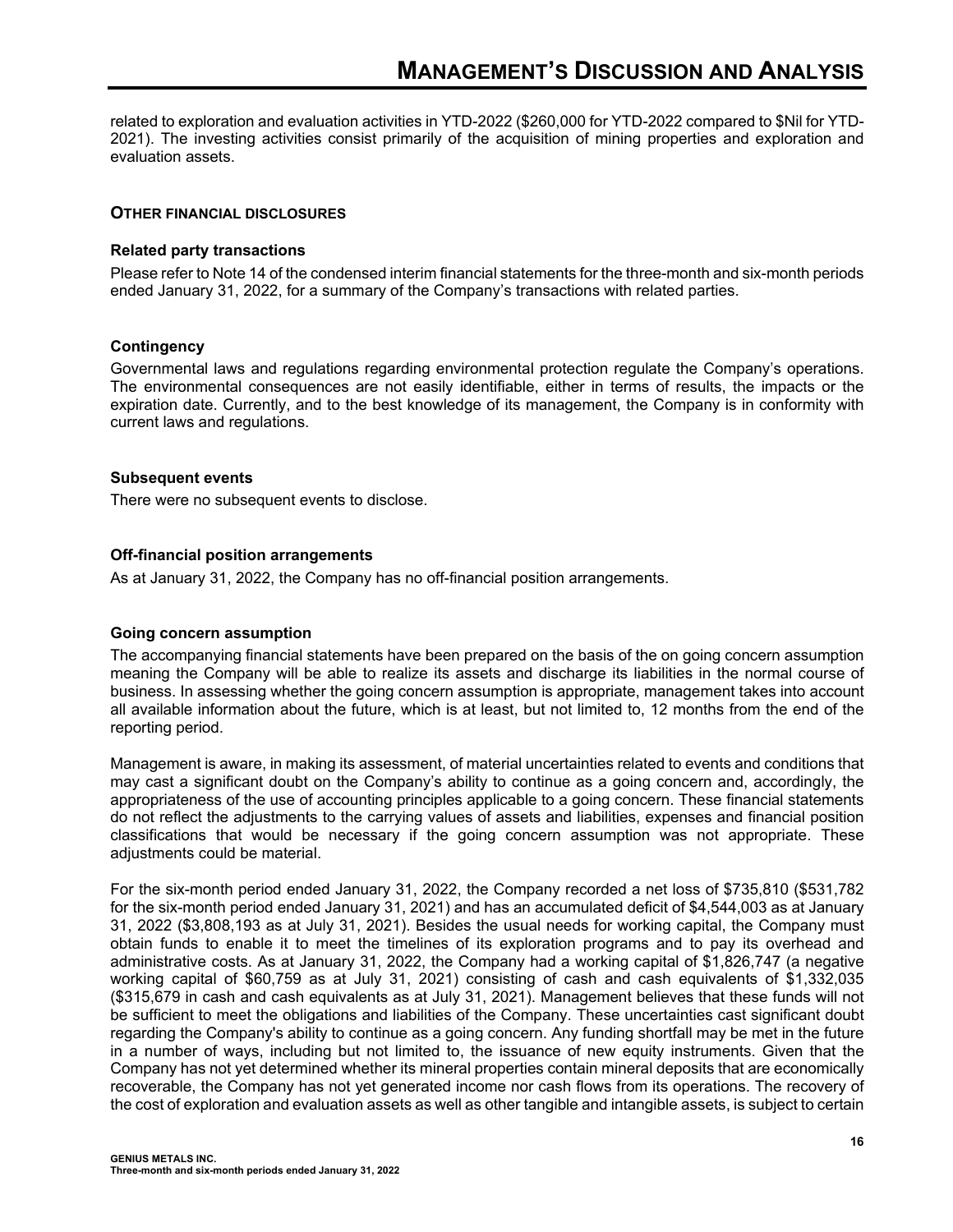related to exploration and evaluation activities in YTD-2022 ($260,000 for YTD-2022 compared to $Nil for YTD-2021). The investing activities consist primarily of the acquisition of mining properties and exploration and evaluation assets.

## OTHER FINANCIAL DISCLOSURES

### Related party transactions

Please refer to Note 14 of the condensed interim financial statements for the three-month and six-month periods ended January 31, 2022, for a summary of the Company's transactions with related parties.

### Contingency

Governmental laws and regulations regarding environmental protection regulate the Company's operations. The environmental consequences are not easily identifiable, either in terms of results, the impacts or the expiration date. Currently, and to the best knowledge of its management, the Company is in conformity with current laws and regulations.

### Subsequent events

There were no subsequent events to disclose.

### Off-financial position arrangements

As at January 31, 2022, the Company has no off-financial position arrangements.

### Going concern assumption

The accompanying financial statements have been prepared on the basis of the on going concern assumption meaning the Company will be able to realize its assets and discharge its liabilities in the normal course of business. In assessing whether the going concern assumption is appropriate, management takes into account all available information about the future, which is at least, but not limited to, 12 months from the end of the reporting period.

Management is aware, in making its assessment, of material uncertainties related to events and conditions that may cast a significant doubt on the Company's ability to continue as a going concern and, accordingly, the appropriateness of the use of accounting principles applicable to a going concern. These financial statements do not reflect the adjustments to the carrying values of assets and liabilities, expenses and financial position classifications that would be necessary if the going concern assumption was not appropriate. These adjustments could be material.

For the six-month period ended January 31, 2022, the Company recorded a net loss of $735,810 ($531,782 for the six-month period ended January 31, 2021) and has an accumulated deficit of $4,544,003 as at January 31, 2022 ($3,808,193 as at July 31, 2021). Besides the usual needs for working capital, the Company must obtain funds to enable it to meet the timelines of its exploration programs and to pay its overhead and administrative costs. As at January 31, 2022, the Company had a working capital of $1,826,747 (a negative working capital of $60,759 as at July 31, 2021) consisting of cash and cash equivalents of $1,332,035 ($315,679 in cash and cash equivalents as at July 31, 2021). Management believes that these funds will not be sufficient to meet the obligations and liabilities of the Company. These uncertainties cast significant doubt regarding the Company's ability to continue as a going concern. Any funding shortfall may be met in the future in a number of ways, including but not limited to, the issuance of new equity instruments. Given that the Company has not yet determined whether its mineral properties contain mineral deposits that are economically recoverable, the Company has not yet generated income nor cash flows from its operations. The recovery of the cost of exploration and evaluation assets as well as other tangible and intangible assets, is subject to certain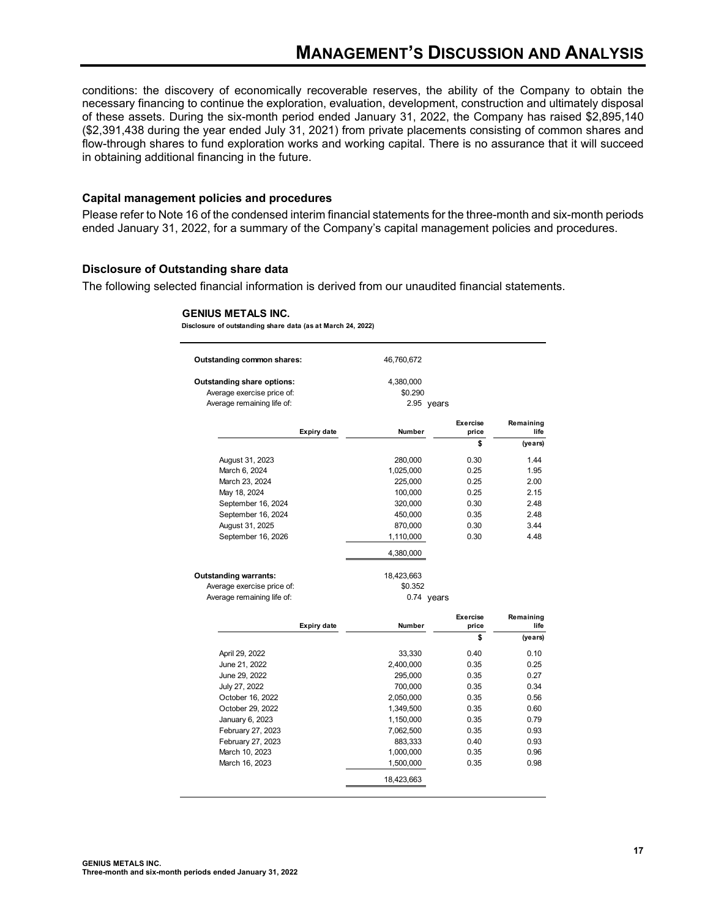conditions: the discovery of economically recoverable reserves, the ability of the Company to obtain the necessary financing to continue the exploration, evaluation, development, construction and ultimately disposal of these assets. During the six-month period ended January 31, 2022, the Company has raised $2,895,140 ($2,391,438 during the year ended July 31, 2021) from private placements consisting of common shares and flow-through shares to fund exploration works and working capital. There is no assurance that it will succeed in obtaining additional financing in the future.

### Capital management policies and procedures

Please refer to Note 16 of the condensed interim financial statements for the three-month and six-month periods ended January 31, 2022, for a summary of the Company's capital management policies and procedures.

### Disclosure of Outstanding share data

The following selected financial information is derived from our unaudited financial statements.

**GENIUS METALS INC.**

**Disclosure of outstanding share data (as at March 24, 2022)**

| | |
|---|---|
| **Outstanding common shares:** | 46,760,672 |
| **Outstanding share options:** | 4,380,000 |
| Average exercise price of: | $0.290 |
| Average remaining life of: | 2.95 years |

| Expiry date | Number | Exercise price $ | Remaining life (years) |
|---|---|---|---|
| August 31, 2023 | 280,000 | 0.30 | 1.44 |
| March 6, 2024 | 1,025,000 | 0.25 | 1.95 |
| March 23, 2024 | 225,000 | 0.25 | 2.00 |
| May 18, 2024 | 100,000 | 0.25 | 2.15 |
| September 16, 2024 | 320,000 | 0.30 | 2.48 |
| September 16, 2024 | 450,000 | 0.35 | 2.48 |
| August 31, 2025 | 870,000 | 0.30 | 3.44 |
| September 16, 2026 | 1,110,000 | 0.30 | 4.48 |
| | 4,380,000 | | |

| | |
|---|---|
| **Outstanding warrants:** | 18,423,663 |
| Average exercise price of: | $0.352 |
| Average remaining life of: | 0.74 years |

| Expiry date | Number | Exercise price $ | Remaining life (years) |
|---|---|---|---|
| April 29, 2022 | 33,330 | 0.40 | 0.10 |
| June 21, 2022 | 2,400,000 | 0.35 | 0.25 |
| June 29, 2022 | 295,000 | 0.35 | 0.27 |
| July 27, 2022 | 700,000 | 0.35 | 0.34 |
| October 16, 2022 | 2,050,000 | 0.35 | 0.56 |
| October 29, 2022 | 1,349,500 | 0.35 | 0.60 |
| January 6, 2023 | 1,150,000 | 0.35 | 0.79 |
| February 27, 2023 | 7,062,500 | 0.35 | 0.93 |
| February 27, 2023 | 883,333 | 0.40 | 0.93 |
| March 10, 2023 | 1,000,000 | 0.35 | 0.96 |
| March 16, 2023 | 1,500,000 | 0.35 | 0.98 |
| | 18,423,663 | | |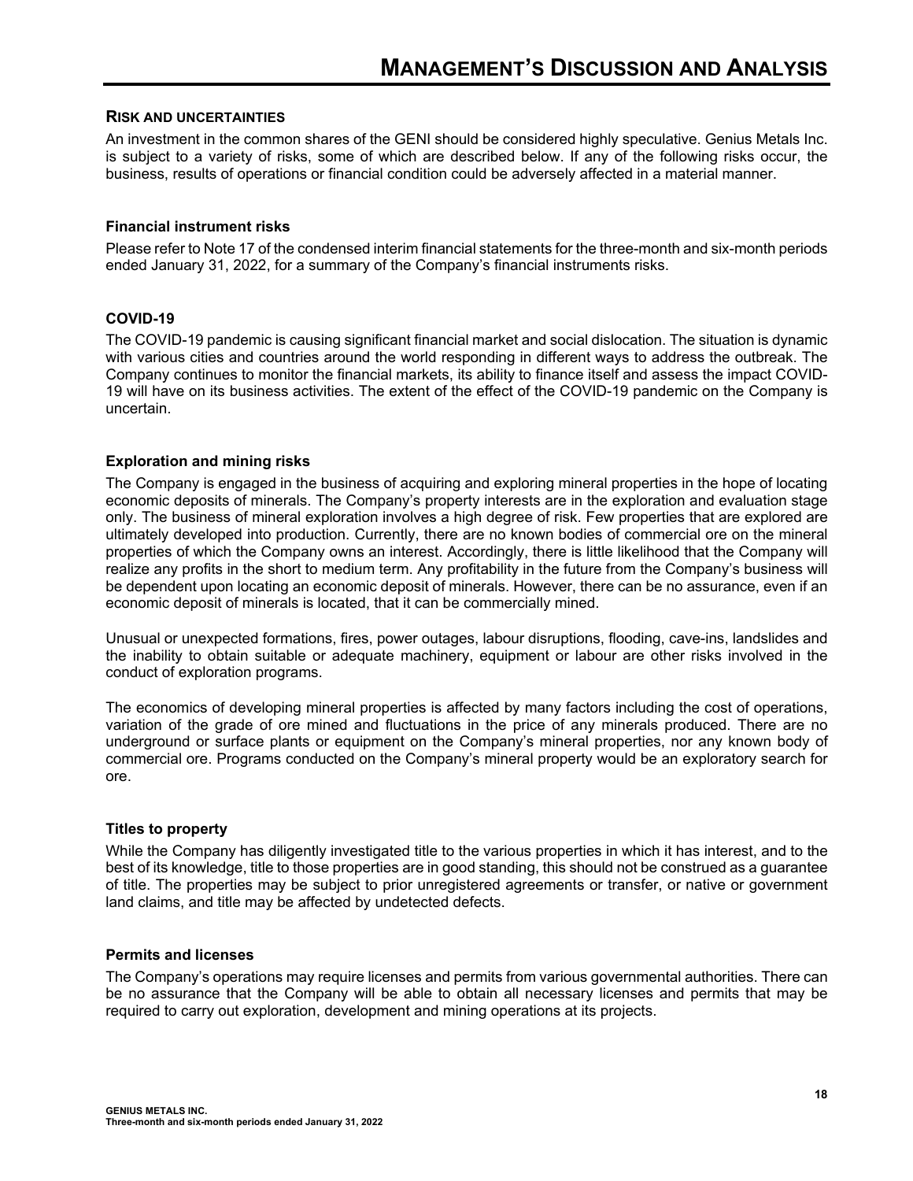## RISK AND UNCERTAINTIES

An investment in the common shares of the GENI should be considered highly speculative. Genius Metals Inc. is subject to a variety of risks, some of which are described below. If any of the following risks occur, the business, results of operations or financial condition could be adversely affected in a material manner.

### Financial instrument risks

Please refer to Note 17 of the condensed interim financial statements for the three-month and six-month periods ended January 31, 2022, for a summary of the Company's financial instruments risks.

### COVID-19

The COVID-19 pandemic is causing significant financial market and social dislocation. The situation is dynamic with various cities and countries around the world responding in different ways to address the outbreak. The Company continues to monitor the financial markets, its ability to finance itself and assess the impact COVID-19 will have on its business activities. The extent of the effect of the COVID-19 pandemic on the Company is uncertain.

### Exploration and mining risks

The Company is engaged in the business of acquiring and exploring mineral properties in the hope of locating economic deposits of minerals. The Company's property interests are in the exploration and evaluation stage only. The business of mineral exploration involves a high degree of risk. Few properties that are explored are ultimately developed into production. Currently, there are no known bodies of commercial ore on the mineral properties of which the Company owns an interest. Accordingly, there is little likelihood that the Company will realize any profits in the short to medium term. Any profitability in the future from the Company's business will be dependent upon locating an economic deposit of minerals. However, there can be no assurance, even if an economic deposit of minerals is located, that it can be commercially mined.

Unusual or unexpected formations, fires, power outages, labour disruptions, flooding, cave-ins, landslides and the inability to obtain suitable or adequate machinery, equipment or labour are other risks involved in the conduct of exploration programs.

The economics of developing mineral properties is affected by many factors including the cost of operations, variation of the grade of ore mined and fluctuations in the price of any minerals produced. There are no underground or surface plants or equipment on the Company's mineral properties, nor any known body of commercial ore. Programs conducted on the Company's mineral property would be an exploratory search for ore.

### Titles to property

While the Company has diligently investigated title to the various properties in which it has interest, and to the best of its knowledge, title to those properties are in good standing, this should not be construed as a guarantee of title. The properties may be subject to prior unregistered agreements or transfer, or native or government land claims, and title may be affected by undetected defects.

### Permits and licenses

The Company's operations may require licenses and permits from various governmental authorities. There can be no assurance that the Company will be able to obtain all necessary licenses and permits that may be required to carry out exploration, development and mining operations at its projects.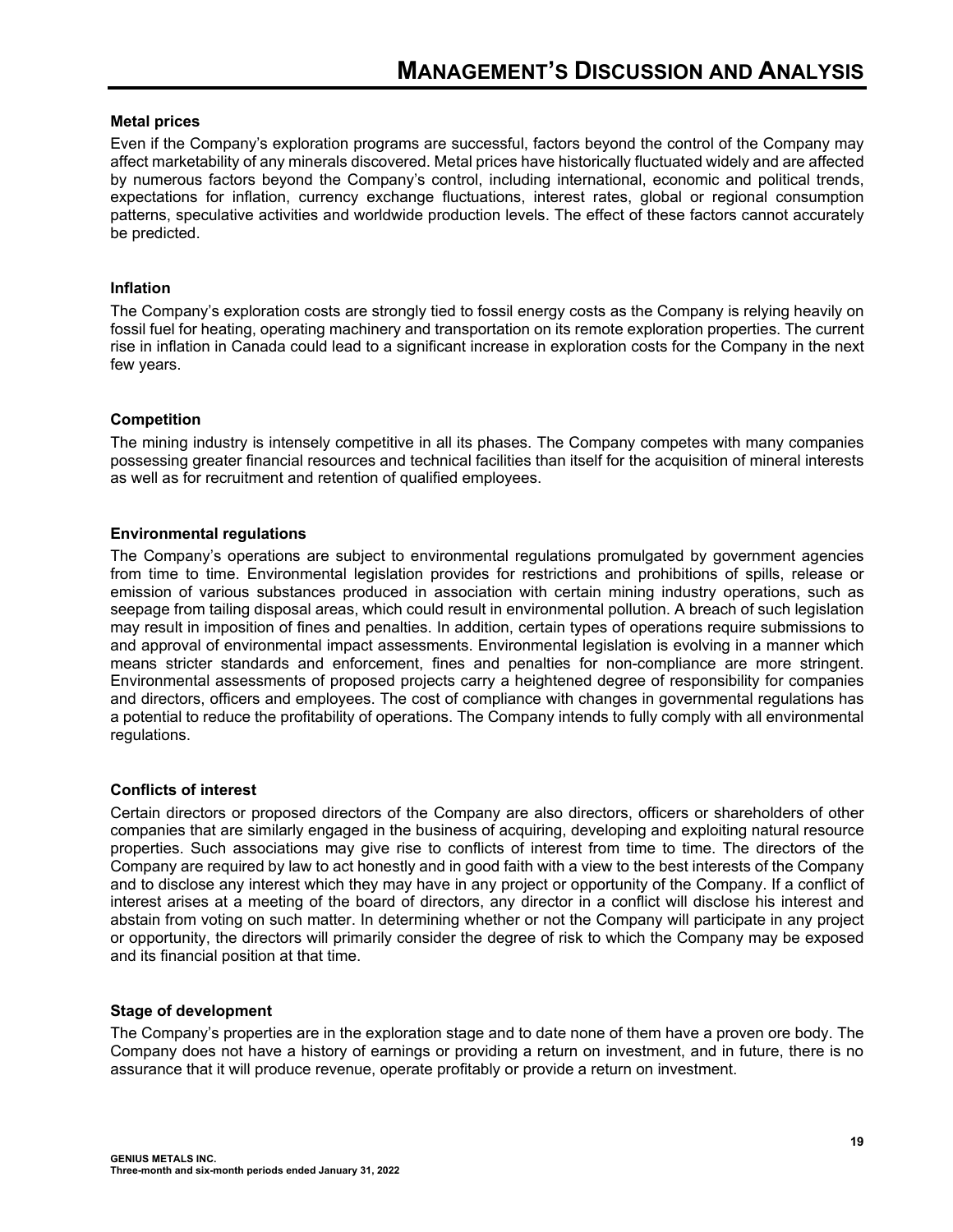**Metal prices**

Even if the Company's exploration programs are successful, factors beyond the control of the Company may affect marketability of any minerals discovered. Metal prices have historically fluctuated widely and are affected by numerous factors beyond the Company's control, including international, economic and political trends, expectations for inflation, currency exchange fluctuations, interest rates, global or regional consumption patterns, speculative activities and worldwide production levels. The effect of these factors cannot accurately be predicted.

**Inflation**

The Company's exploration costs are strongly tied to fossil energy costs as the Company is relying heavily on fossil fuel for heating, operating machinery and transportation on its remote exploration properties. The current rise in inflation in Canada could lead to a significant increase in exploration costs for the Company in the next few years.

**Competition**

The mining industry is intensely competitive in all its phases. The Company competes with many companies possessing greater financial resources and technical facilities than itself for the acquisition of mineral interests as well as for recruitment and retention of qualified employees.

**Environmental regulations**

The Company's operations are subject to environmental regulations promulgated by government agencies from time to time. Environmental legislation provides for restrictions and prohibitions of spills, release or emission of various substances produced in association with certain mining industry operations, such as seepage from tailing disposal areas, which could result in environmental pollution. A breach of such legislation may result in imposition of fines and penalties. In addition, certain types of operations require submissions to and approval of environmental impact assessments. Environmental legislation is evolving in a manner which means stricter standards and enforcement, fines and penalties for non-compliance are more stringent. Environmental assessments of proposed projects carry a heightened degree of responsibility for companies and directors, officers and employees. The cost of compliance with changes in governmental regulations has a potential to reduce the profitability of operations. The Company intends to fully comply with all environmental regulations.

**Conflicts of interest**

Certain directors or proposed directors of the Company are also directors, officers or shareholders of other companies that are similarly engaged in the business of acquiring, developing and exploiting natural resource properties. Such associations may give rise to conflicts of interest from time to time. The directors of the Company are required by law to act honestly and in good faith with a view to the best interests of the Company and to disclose any interest which they may have in any project or opportunity of the Company. If a conflict of interest arises at a meeting of the board of directors, any director in a conflict will disclose his interest and abstain from voting on such matter. In determining whether or not the Company will participate in any project or opportunity, the directors will primarily consider the degree of risk to which the Company may be exposed and its financial position at that time.

**Stage of development**

The Company's properties are in the exploration stage and to date none of them have a proven ore body. The Company does not have a history of earnings or providing a return on investment, and in future, there is no assurance that it will produce revenue, operate profitably or provide a return on investment.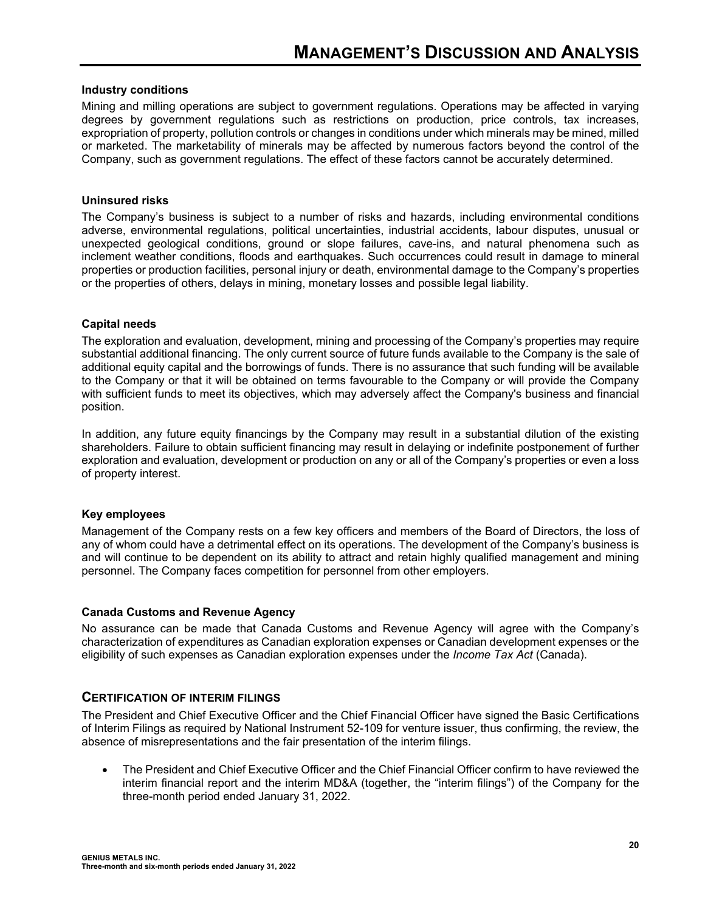### Industry conditions

Mining and milling operations are subject to government regulations. Operations may be affected in varying degrees by government regulations such as restrictions on production, price controls, tax increases, expropriation of property, pollution controls or changes in conditions under which minerals may be mined, milled or marketed. The marketability of minerals may be affected by numerous factors beyond the control of the Company, such as government regulations. The effect of these factors cannot be accurately determined.

### Uninsured risks

The Company's business is subject to a number of risks and hazards, including environmental conditions adverse, environmental regulations, political uncertainties, industrial accidents, labour disputes, unusual or unexpected geological conditions, ground or slope failures, cave-ins, and natural phenomena such as inclement weather conditions, floods and earthquakes. Such occurrences could result in damage to mineral properties or production facilities, personal injury or death, environmental damage to the Company's properties or the properties of others, delays in mining, monetary losses and possible legal liability.

### Capital needs

The exploration and evaluation, development, mining and processing of the Company's properties may require substantial additional financing. The only current source of future funds available to the Company is the sale of additional equity capital and the borrowings of funds. There is no assurance that such funding will be available to the Company or that it will be obtained on terms favourable to the Company or will provide the Company with sufficient funds to meet its objectives, which may adversely affect the Company's business and financial position.

In addition, any future equity financings by the Company may result in a substantial dilution of the existing shareholders. Failure to obtain sufficient financing may result in delaying or indefinite postponement of further exploration and evaluation, development or production on any or all of the Company's properties or even a loss of property interest.

### Key employees

Management of the Company rests on a few key officers and members of the Board of Directors, the loss of any of whom could have a detrimental effect on its operations. The development of the Company's business is and will continue to be dependent on its ability to attract and retain highly qualified management and mining personnel. The Company faces competition for personnel from other employers.

### Canada Customs and Revenue Agency

No assurance can be made that Canada Customs and Revenue Agency will agree with the Company's characterization of expenditures as Canadian exploration expenses or Canadian development expenses or the eligibility of such expenses as Canadian exploration expenses under the *Income Tax Act* (Canada).

## CERTIFICATION OF INTERIM FILINGS

The President and Chief Executive Officer and the Chief Financial Officer have signed the Basic Certifications of Interim Filings as required by National Instrument 52-109 for venture issuer, thus confirming, the review, the absence of misrepresentations and the fair presentation of the interim filings.

- The President and Chief Executive Officer and the Chief Financial Officer confirm to have reviewed the interim financial report and the interim MD&A (together, the "interim filings") of the Company for the three-month period ended January 31, 2022.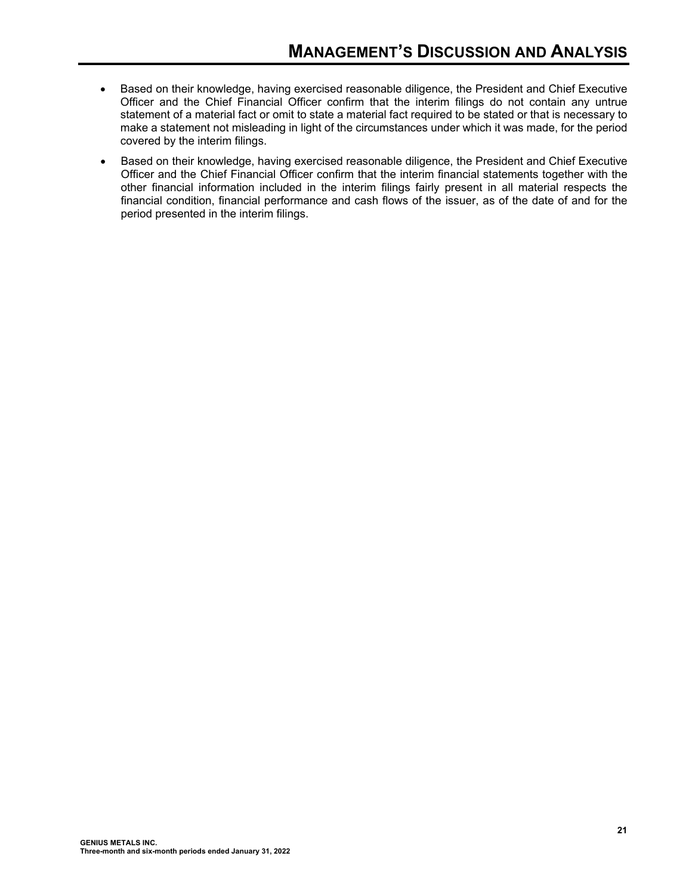- Based on their knowledge, having exercised reasonable diligence, the President and Chief Executive Officer and the Chief Financial Officer confirm that the interim filings do not contain any untrue statement of a material fact or omit to state a material fact required to be stated or that is necessary to make a statement not misleading in light of the circumstances under which it was made, for the period covered by the interim filings.
- Based on their knowledge, having exercised reasonable diligence, the President and Chief Executive Officer and the Chief Financial Officer confirm that the interim financial statements together with the other financial information included in the interim filings fairly present in all material respects the financial condition, financial performance and cash flows of the issuer, as of the date of and for the period presented in the interim filings.